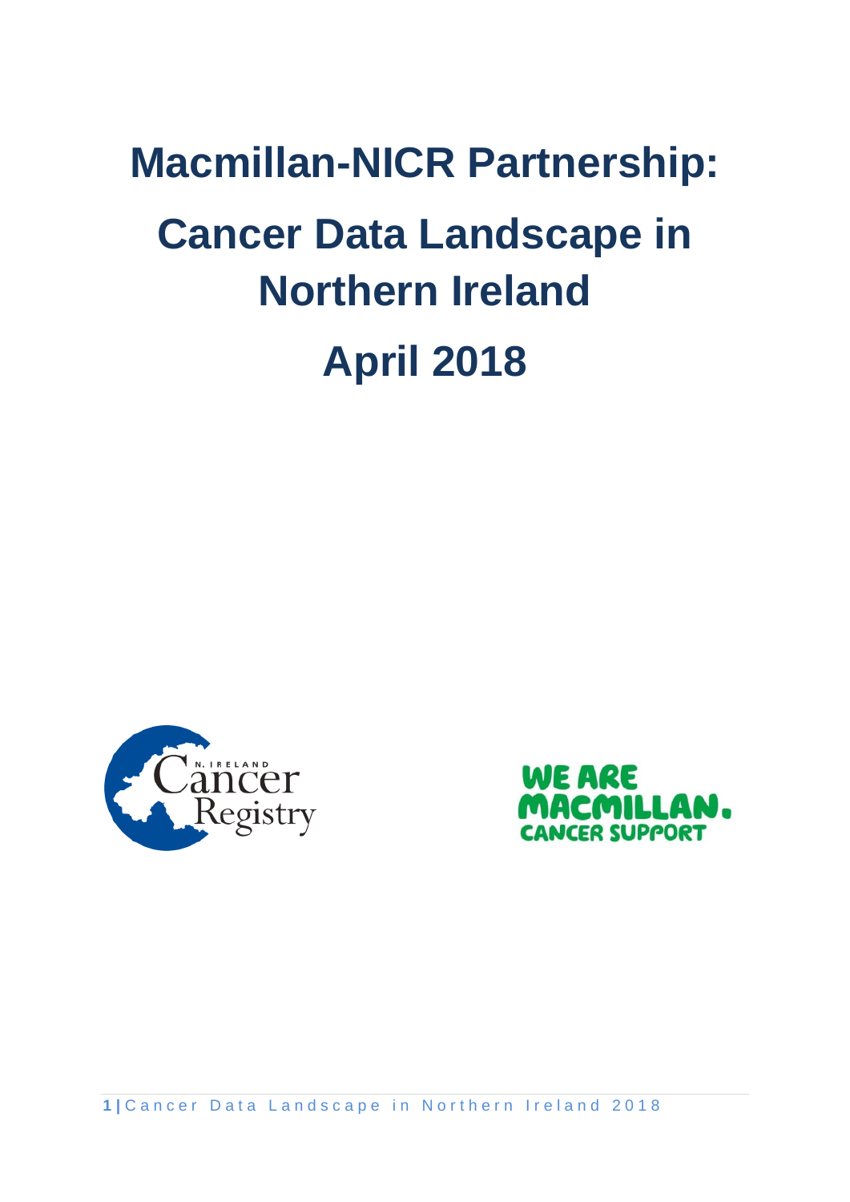# Macmillan-NICR Partnership: Cancer Data Landscape in Northern Ireland

# April 2018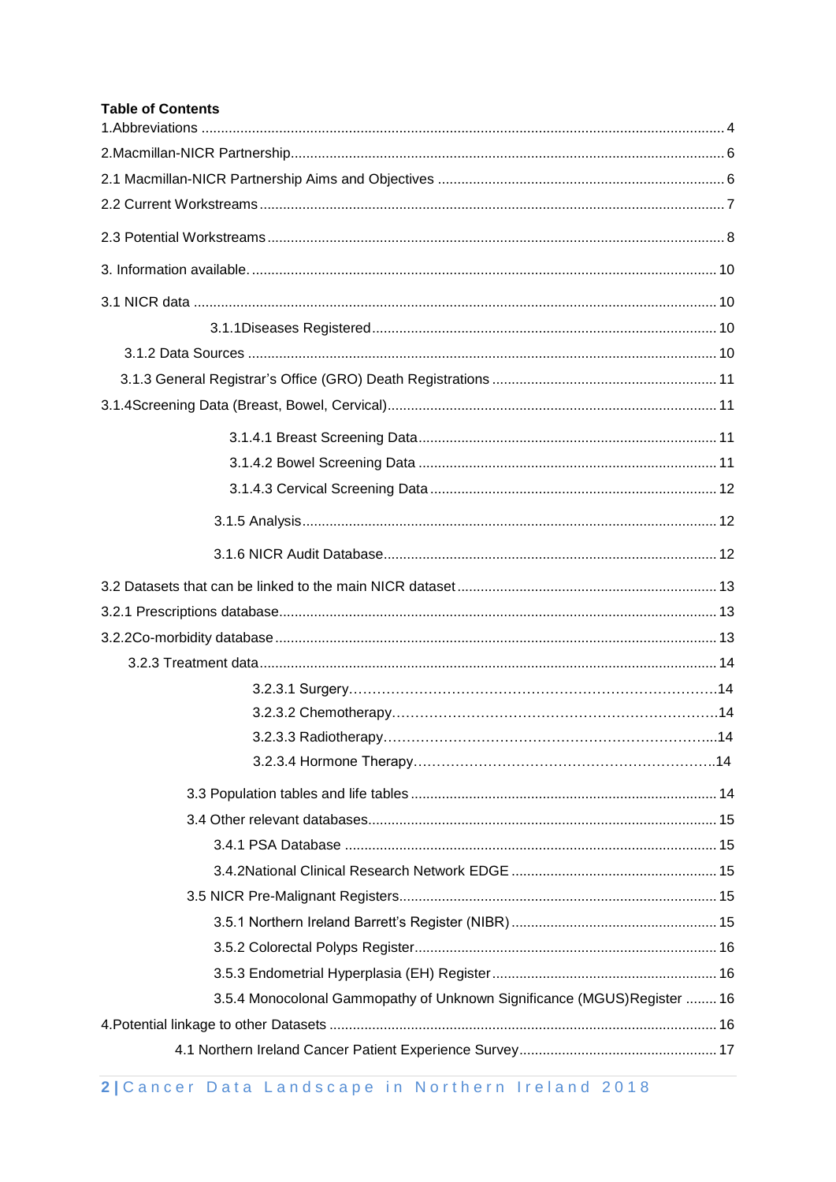**Table of Contents**

1.Abbreviations ..... 4

2.Macmillan-NICR Partnership ..... 6

2.1 Macmillan-NICR Partnership Aims and Objectives ..... 6

2.2 Current Workstreams ..... 7

2.3 Potential Workstreams ..... 8

3. Information available. ..... 10

3.1 NICR data ..... 10

- 3.1.1Diseases Registered ..... 10
- 3.1.2 Data Sources ..... 10
- 3.1.3 General Registrar's Office (GRO) Death Registrations ..... 11

3.1.4Screening Data (Breast, Bowel, Cervical) ..... 11

- 3.1.4.1 Breast Screening Data ..... 11
- 3.1.4.2 Bowel Screening Data ..... 11
- 3.1.4.3 Cervical Screening Data ..... 12
- 3.1.5 Analysis ..... 12
- 3.1.6 NICR Audit Database ..... 12

3.2 Datasets that can be linked to the main NICR dataset ..... 13

3.2.1 Prescriptions database ..... 13

3.2.2Co-morbidity database ..... 13

- 3.2.3 Treatment data ..... 14
  - 3.2.3.1 Surgery ..... 14
  - 3.2.3.2 Chemotherapy ..... 14
  - 3.2.3.3 Radiotherapy ..... 14
  - 3.2.3.4 Hormone Therapy ..... 14

- 3.3 Population tables and life tables ..... 14
- 3.4 Other relevant databases ..... 15
  - 3.4.1 PSA Database ..... 15
  - 3.4.2National Clinical Research Network EDGE ..... 15
- 3.5 NICR Pre-Malignant Registers ..... 15
  - 3.5.1 Northern Ireland Barrett's Register (NIBR) ..... 15
  - 3.5.2 Colorectal Polyps Register ..... 16
  - 3.5.3 Endometrial Hyperplasia (EH) Register ..... 16
  - 3.5.4 Monocolonal Gammopathy of Unknown Significance (MGUS)Register ..... 16

4.Potential linkage to other Datasets ..... 16

- 4.1 Northern Ireland Cancer Patient Experience Survey ..... 17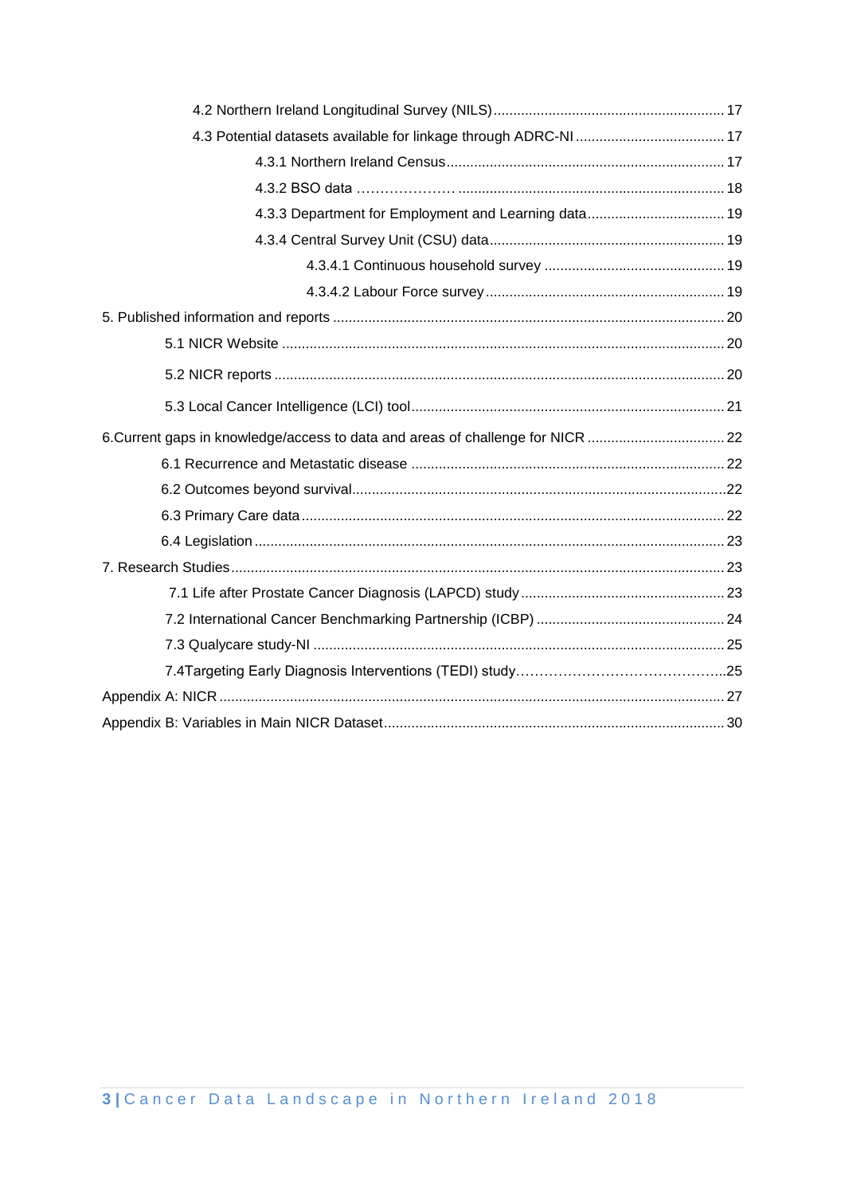- 4.2 Northern Ireland Longitudinal Survey (NILS) ... 17
- 4.3 Potential datasets available for linkage through ADRC-NI ... 17
  - 4.3.1 Northern Ireland Census ... 17
  - 4.3.2 BSO data ... 18
  - 4.3.3 Department for Employment and Learning data ... 19
  - 4.3.4 Central Survey Unit (CSU) data ... 19
    - 4.3.4.1 Continuous household survey ... 19
    - 4.3.4.2 Labour Force survey ... 19

5. Published information and reports ... 20
- 5.1 NICR Website ... 20
- 5.2 NICR reports ... 20
- 5.3 Local Cancer Intelligence (LCI) tool ... 21

6.Current gaps in knowledge/access to data and areas of challenge for NICR ... 22
- 6.1 Recurrence and Metastatic disease ... 22
- 6.2 Outcomes beyond survival ... 22
- 6.3 Primary Care data ... 22
- 6.4 Legislation ... 23

7. Research Studies ... 23
- 7.1 Life after Prostate Cancer Diagnosis (LAPCD) study ... 23
- 7.2 International Cancer Benchmarking Partnership (ICBP) ... 24
- 7.3 Qualycare study-NI ... 25
- 7.4Targeting Early Diagnosis Interventions (TEDI) study ... 25

Appendix A: NICR ... 27

Appendix B: Variables in Main NICR Dataset ... 30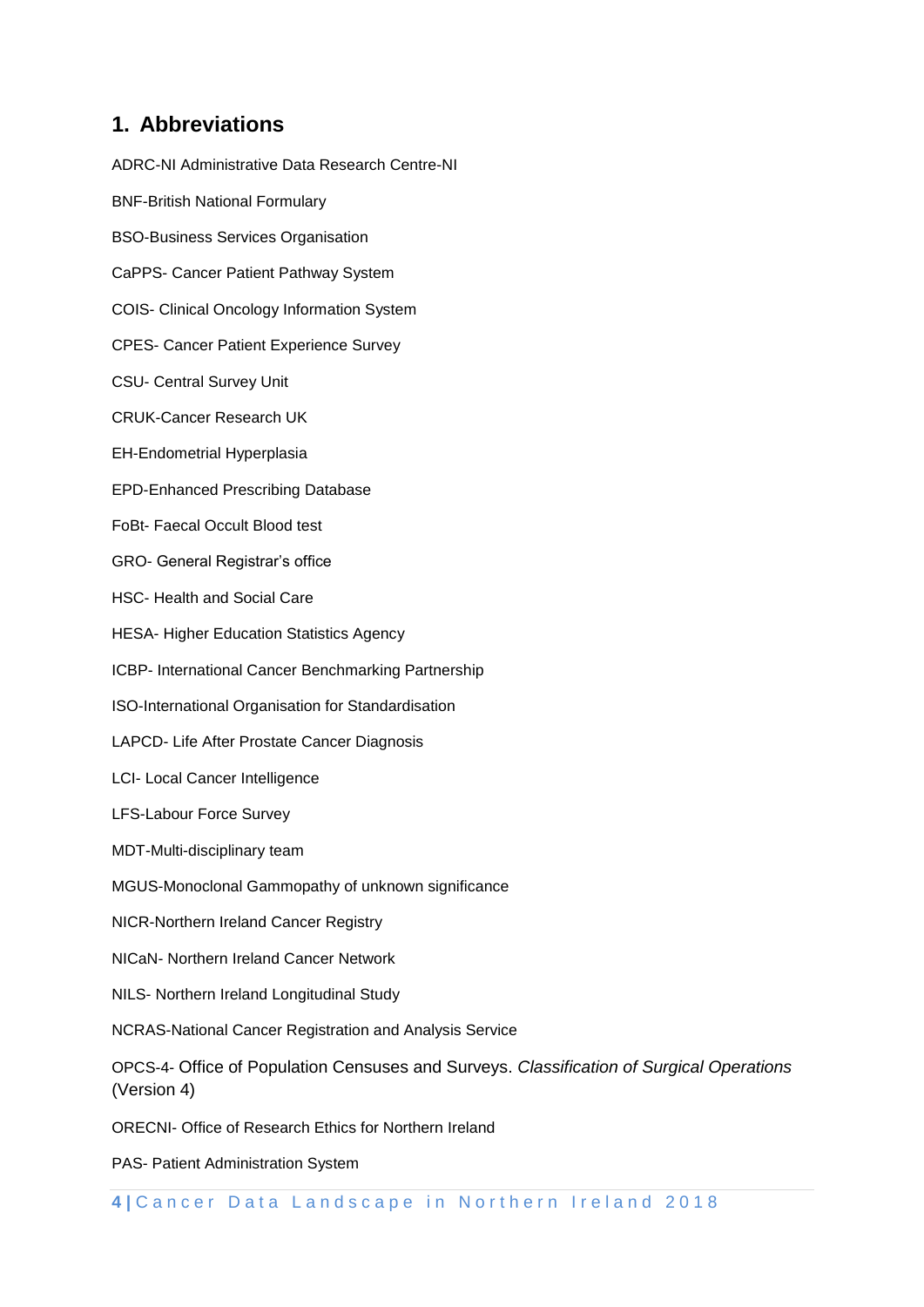## 1. Abbreviations

ADRC-NI Administrative Data Research Centre-NI

BNF-British National Formulary

BSO-Business Services Organisation

CaPPS- Cancer Patient Pathway System

COIS- Clinical Oncology Information System

CPES- Cancer Patient Experience Survey

CSU- Central Survey Unit

CRUK-Cancer Research UK

EH-Endometrial Hyperplasia

EPD-Enhanced Prescribing Database

FoBt- Faecal Occult Blood test

GRO- General Registrar's office

HSC- Health and Social Care

HESA- Higher Education Statistics Agency

ICBP- International Cancer Benchmarking Partnership

ISO-International Organisation for Standardisation

LAPCD- Life After Prostate Cancer Diagnosis

LCI- Local Cancer Intelligence

LFS-Labour Force Survey

MDT-Multi-disciplinary team

MGUS-Monoclonal Gammopathy of unknown significance

NICR-Northern Ireland Cancer Registry

NICaN- Northern Ireland Cancer Network

NILS- Northern Ireland Longitudinal Study

NCRAS-National Cancer Registration and Analysis Service

OPCS-4- Office of Population Censuses and Surveys. *Classification of Surgical Operations* (Version 4)

ORECNI- Office of Research Ethics for Northern Ireland

PAS- Patient Administration System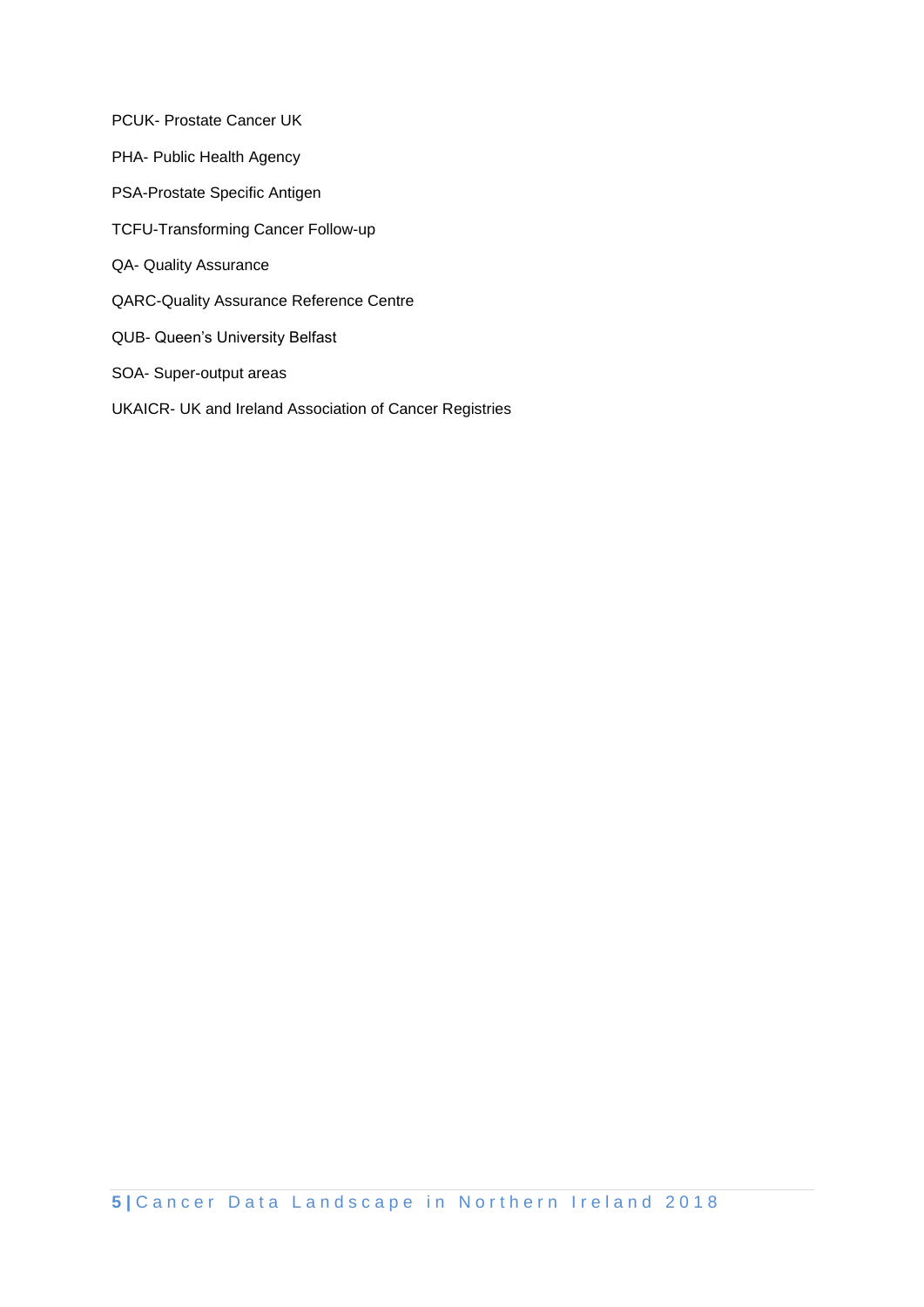PCUK- Prostate Cancer UK

PHA- Public Health Agency

PSA-Prostate Specific Antigen

TCFU-Transforming Cancer Follow-up

QA- Quality Assurance

QARC-Quality Assurance Reference Centre

QUB- Queen's University Belfast

SOA- Super-output areas

UKAICR- UK and Ireland Association of Cancer Registries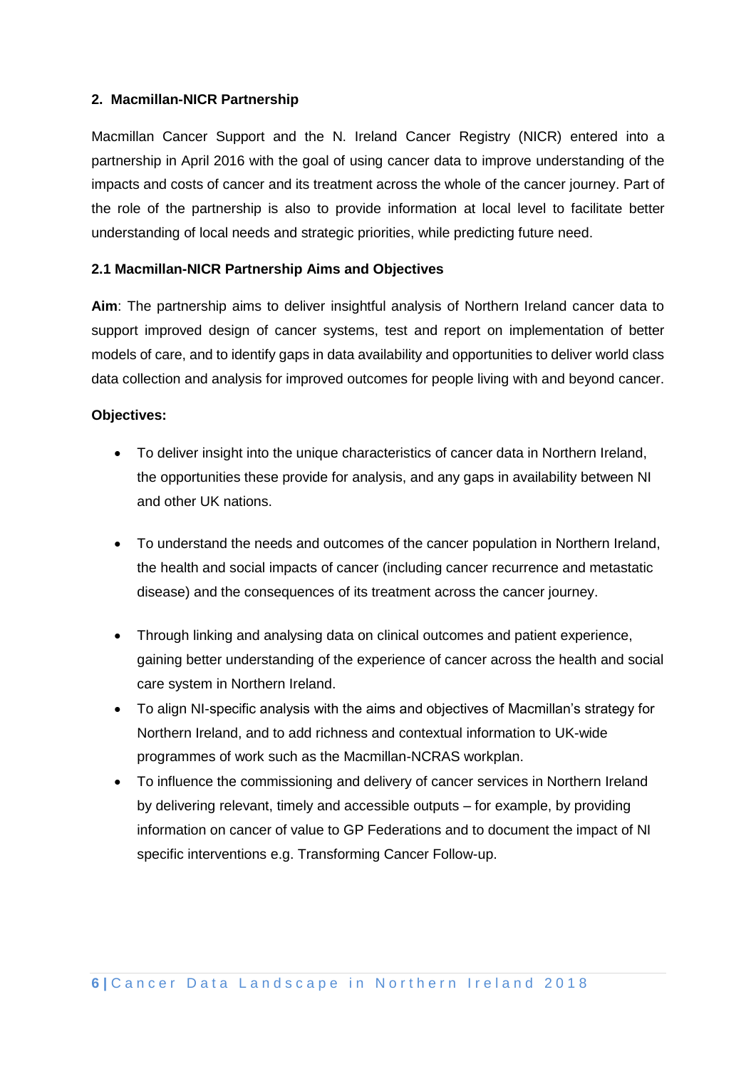## 2. Macmillan-NICR Partnership

Macmillan Cancer Support and the N. Ireland Cancer Registry (NICR) entered into a partnership in April 2016 with the goal of using cancer data to improve understanding of the impacts and costs of cancer and its treatment across the whole of the cancer journey. Part of the role of the partnership is also to provide information at local level to facilitate better understanding of local needs and strategic priorities, while predicting future need.

### 2.1 Macmillan-NICR Partnership Aims and Objectives

**Aim**: The partnership aims to deliver insightful analysis of Northern Ireland cancer data to support improved design of cancer systems, test and report on implementation of better models of care, and to identify gaps in data availability and opportunities to deliver world class data collection and analysis for improved outcomes for people living with and beyond cancer.

**Objectives:**

- To deliver insight into the unique characteristics of cancer data in Northern Ireland, the opportunities these provide for analysis, and any gaps in availability between NI and other UK nations.
- To understand the needs and outcomes of the cancer population in Northern Ireland, the health and social impacts of cancer (including cancer recurrence and metastatic disease) and the consequences of its treatment across the cancer journey.
- Through linking and analysing data on clinical outcomes and patient experience, gaining better understanding of the experience of cancer across the health and social care system in Northern Ireland.
- To align NI-specific analysis with the aims and objectives of Macmillan's strategy for Northern Ireland, and to add richness and contextual information to UK-wide programmes of work such as the Macmillan-NCRAS workplan.
- To influence the commissioning and delivery of cancer services in Northern Ireland by delivering relevant, timely and accessible outputs – for example, by providing information on cancer of value to GP Federations and to document the impact of NI specific interventions e.g. Transforming Cancer Follow-up.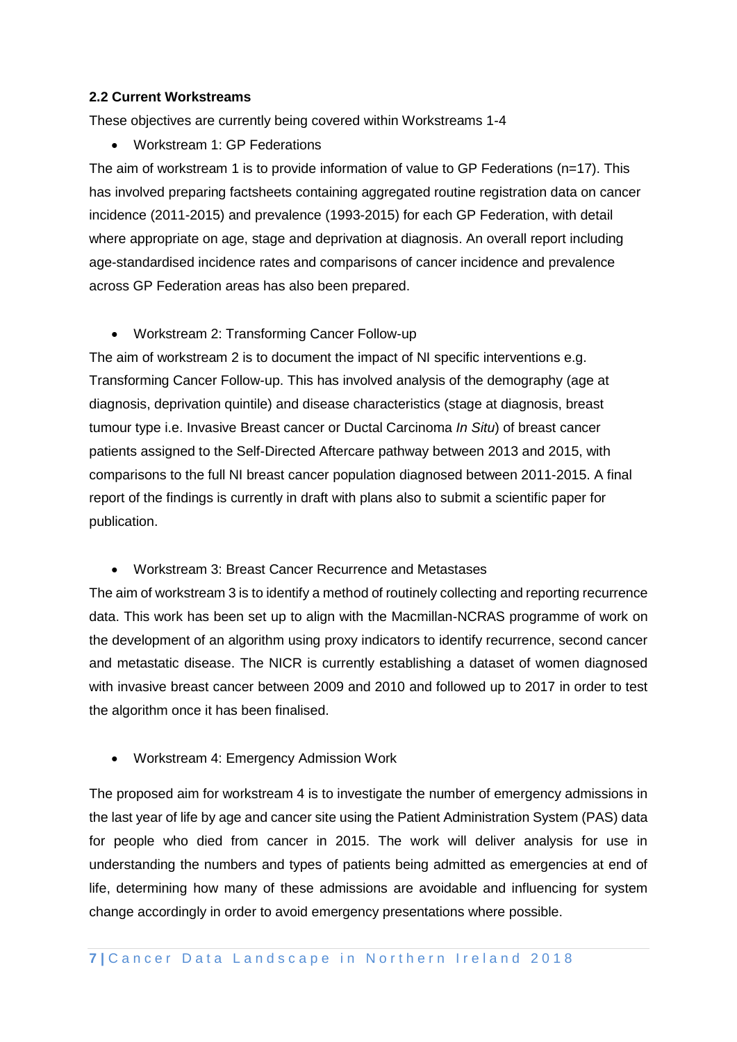## 2.2 Current Workstreams

These objectives are currently being covered within Workstreams 1-4

- Workstream 1: GP Federations

The aim of workstream 1 is to provide information of value to GP Federations (n=17). This has involved preparing factsheets containing aggregated routine registration data on cancer incidence (2011-2015) and prevalence (1993-2015) for each GP Federation, with detail where appropriate on age, stage and deprivation at diagnosis. An overall report including age-standardised incidence rates and comparisons of cancer incidence and prevalence across GP Federation areas has also been prepared.

- Workstream 2: Transforming Cancer Follow-up

The aim of workstream 2 is to document the impact of NI specific interventions e.g. Transforming Cancer Follow-up. This has involved analysis of the demography (age at diagnosis, deprivation quintile) and disease characteristics (stage at diagnosis, breast tumour type i.e. Invasive Breast cancer or Ductal Carcinoma *In Situ*) of breast cancer patients assigned to the Self-Directed Aftercare pathway between 2013 and 2015, with comparisons to the full NI breast cancer population diagnosed between 2011-2015. A final report of the findings is currently in draft with plans also to submit a scientific paper for publication.

- Workstream 3: Breast Cancer Recurrence and Metastases

The aim of workstream 3 is to identify a method of routinely collecting and reporting recurrence data. This work has been set up to align with the Macmillan-NCRAS programme of work on the development of an algorithm using proxy indicators to identify recurrence, second cancer and metastatic disease. The NICR is currently establishing a dataset of women diagnosed with invasive breast cancer between 2009 and 2010 and followed up to 2017 in order to test the algorithm once it has been finalised.

- Workstream 4: Emergency Admission Work

The proposed aim for workstream 4 is to investigate the number of emergency admissions in the last year of life by age and cancer site using the Patient Administration System (PAS) data for people who died from cancer in 2015. The work will deliver analysis for use in understanding the numbers and types of patients being admitted as emergencies at end of life, determining how many of these admissions are avoidable and influencing for system change accordingly in order to avoid emergency presentations where possible.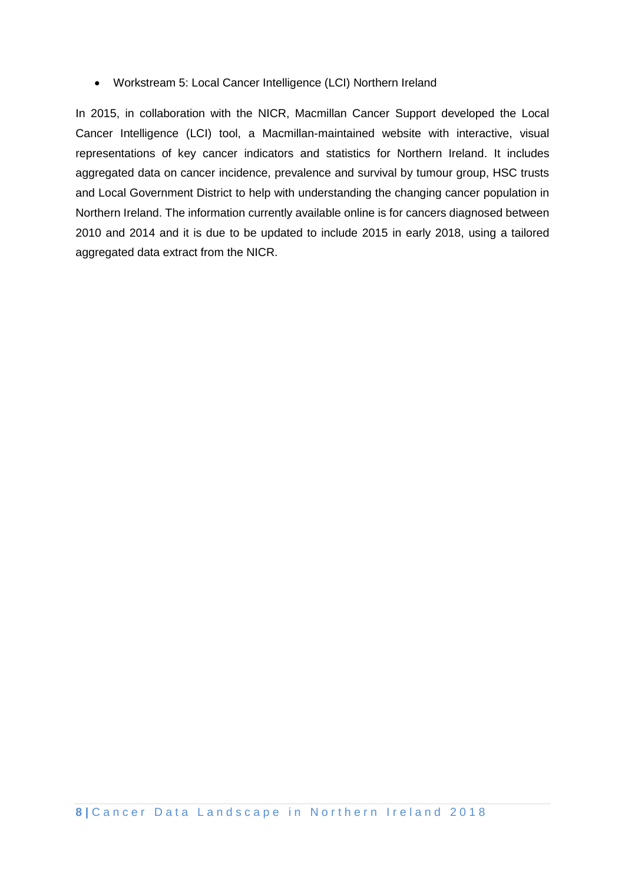- Workstream 5: Local Cancer Intelligence (LCI) Northern Ireland

In 2015, in collaboration with the NICR, Macmillan Cancer Support developed the Local Cancer Intelligence (LCI) tool, a Macmillan-maintained website with interactive, visual representations of key cancer indicators and statistics for Northern Ireland. It includes aggregated data on cancer incidence, prevalence and survival by tumour group, HSC trusts and Local Government District to help with understanding the changing cancer population in Northern Ireland. The information currently available online is for cancers diagnosed between 2010 and 2014 and it is due to be updated to include 2015 in early 2018, using a tailored aggregated data extract from the NICR.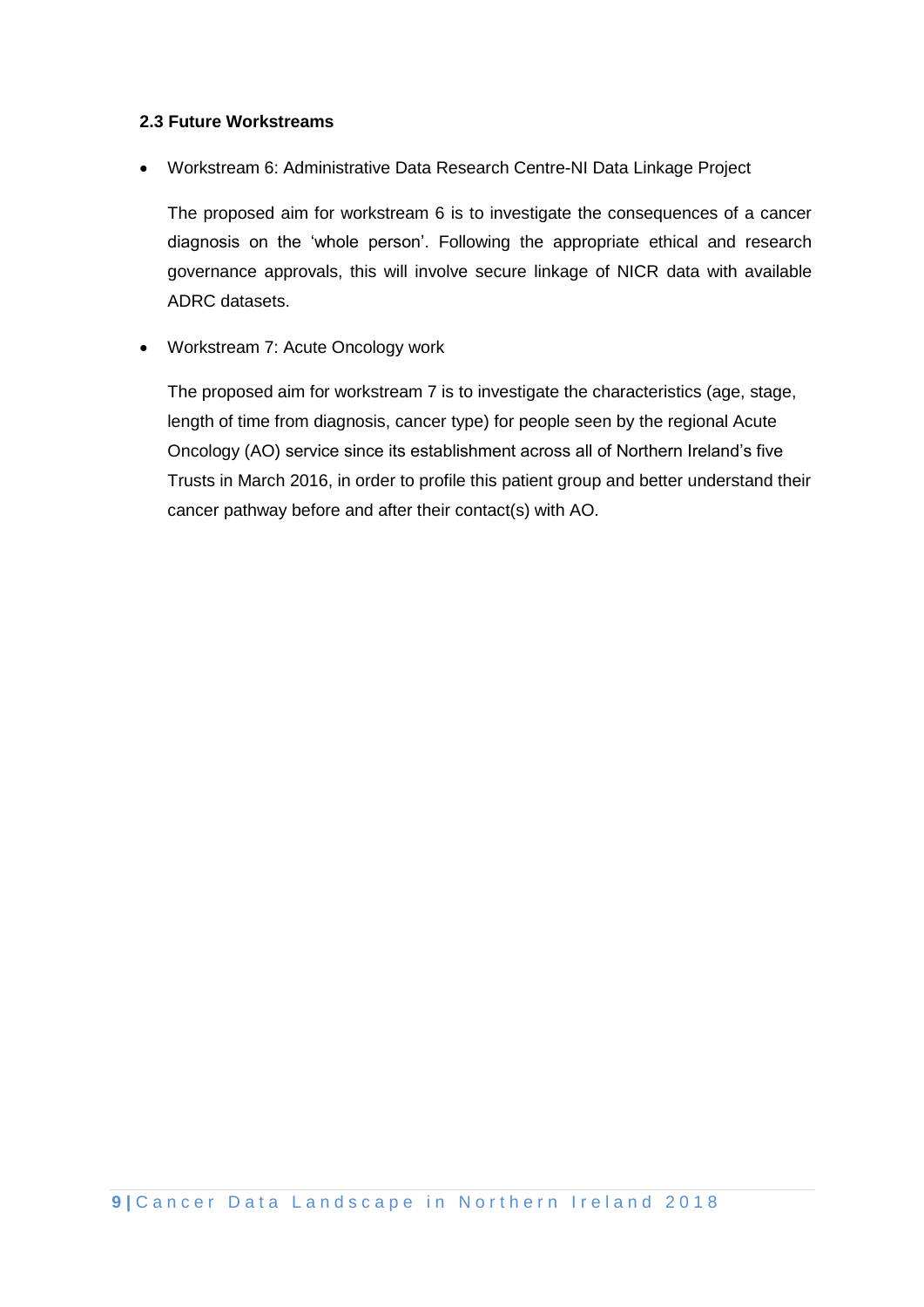### 2.3 Future Workstreams

- Workstream 6: Administrative Data Research Centre-NI Data Linkage Project

  The proposed aim for workstream 6 is to investigate the consequences of a cancer diagnosis on the 'whole person'. Following the appropriate ethical and research governance approvals, this will involve secure linkage of NICR data with available ADRC datasets.

- Workstream 7: Acute Oncology work

  The proposed aim for workstream 7 is to investigate the characteristics (age, stage, length of time from diagnosis, cancer type) for people seen by the regional Acute Oncology (AO) service since its establishment across all of Northern Ireland's five Trusts in March 2016, in order to profile this patient group and better understand their cancer pathway before and after their contact(s) with AO.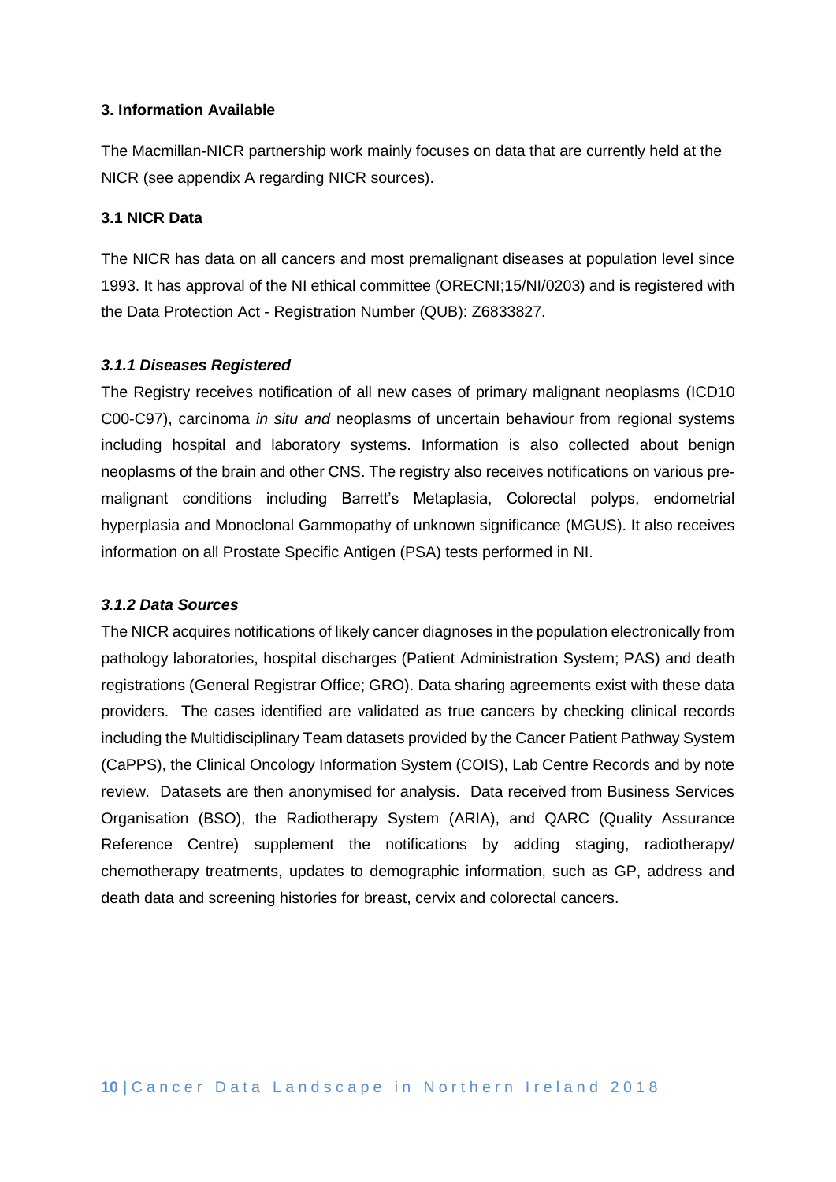## 3. Information Available

The Macmillan-NICR partnership work mainly focuses on data that are currently held at the NICR (see appendix A regarding NICR sources).

### 3.1 NICR Data

The NICR has data on all cancers and most premalignant diseases at population level since 1993. It has approval of the NI ethical committee (ORECNI;15/NI/0203) and is registered with the Data Protection Act - Registration Number (QUB): Z6833827.

#### *3.1.1 Diseases Registered*

The Registry receives notification of all new cases of primary malignant neoplasms (ICD10 C00-C97), carcinoma *in situ and* neoplasms of uncertain behaviour from regional systems including hospital and laboratory systems. Information is also collected about benign neoplasms of the brain and other CNS. The registry also receives notifications on various pre-malignant conditions including Barrett's Metaplasia, Colorectal polyps, endometrial hyperplasia and Monoclonal Gammopathy of unknown significance (MGUS). It also receives information on all Prostate Specific Antigen (PSA) tests performed in NI.

#### *3.1.2 Data Sources*

The NICR acquires notifications of likely cancer diagnoses in the population electronically from pathology laboratories, hospital discharges (Patient Administration System; PAS) and death registrations (General Registrar Office; GRO). Data sharing agreements exist with these data providers. The cases identified are validated as true cancers by checking clinical records including the Multidisciplinary Team datasets provided by the Cancer Patient Pathway System (CaPPS), the Clinical Oncology Information System (COIS), Lab Centre Records and by note review. Datasets are then anonymised for analysis. Data received from Business Services Organisation (BSO), the Radiotherapy System (ARIA), and QARC (Quality Assurance Reference Centre) supplement the notifications by adding staging, radiotherapy/ chemotherapy treatments, updates to demographic information, such as GP, address and death data and screening histories for breast, cervix and colorectal cancers.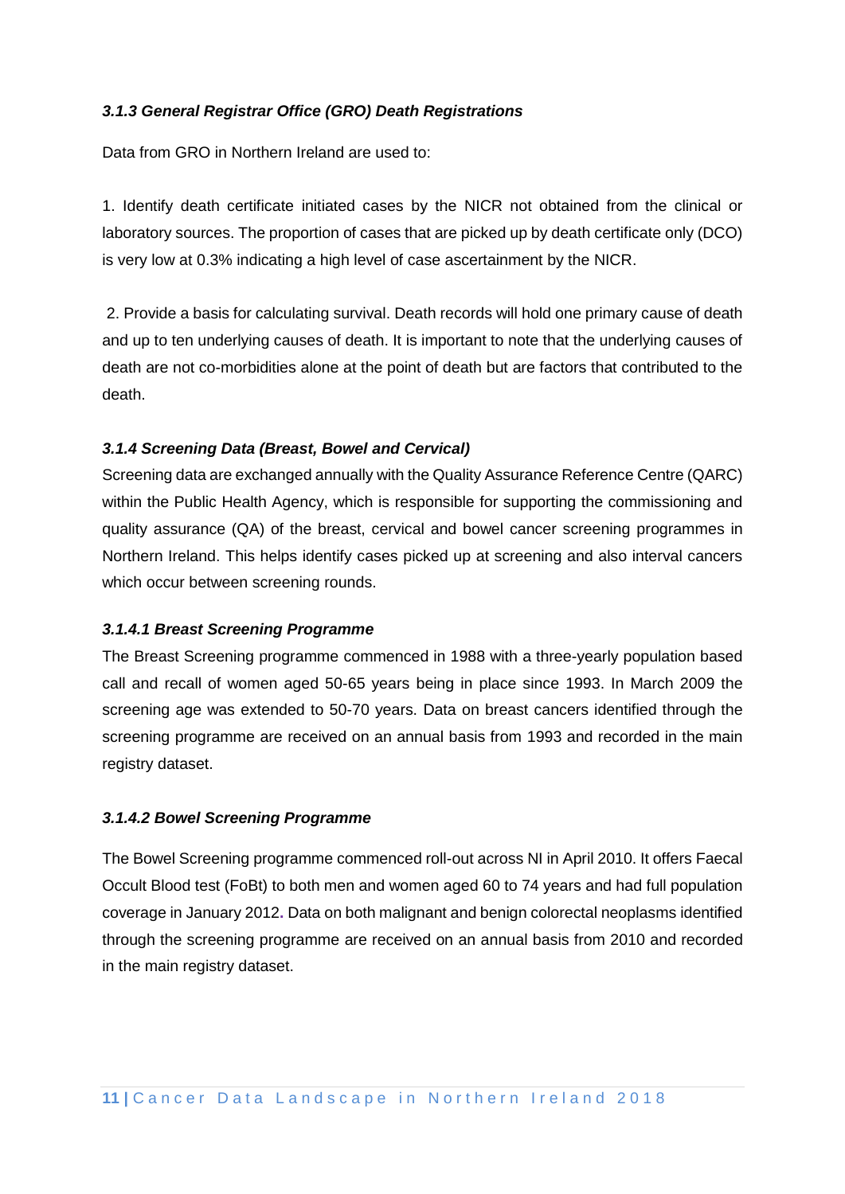#### *3.1.3 General Registrar Office (GRO) Death Registrations*

Data from GRO in Northern Ireland are used to:

1. Identify death certificate initiated cases by the NICR not obtained from the clinical or laboratory sources. The proportion of cases that are picked up by death certificate only (DCO) is very low at 0.3% indicating a high level of case ascertainment by the NICR.

2. Provide a basis for calculating survival. Death records will hold one primary cause of death and up to ten underlying causes of death. It is important to note that the underlying causes of death are not co-morbidities alone at the point of death but are factors that contributed to the death.

#### *3.1.4 Screening Data (Breast, Bowel and Cervical)*

Screening data are exchanged annually with the Quality Assurance Reference Centre (QARC) within the Public Health Agency, which is responsible for supporting the commissioning and quality assurance (QA) of the breast, cervical and bowel cancer screening programmes in Northern Ireland. This helps identify cases picked up at screening and also interval cancers which occur between screening rounds.

##### *3.1.4.1 Breast Screening Programme*

The Breast Screening programme commenced in 1988 with a three-yearly population based call and recall of women aged 50-65 years being in place since 1993. In March 2009 the screening age was extended to 50-70 years. Data on breast cancers identified through the screening programme are received on an annual basis from 1993 and recorded in the main registry dataset.

##### *3.1.4.2 Bowel Screening Programme*

The Bowel Screening programme commenced roll-out across NI in April 2010. It offers Faecal Occult Blood test (FoBt) to both men and women aged 60 to 74 years and had full population coverage in January 2012. Data on both malignant and benign colorectal neoplasms identified through the screening programme are received on an annual basis from 2010 and recorded in the main registry dataset.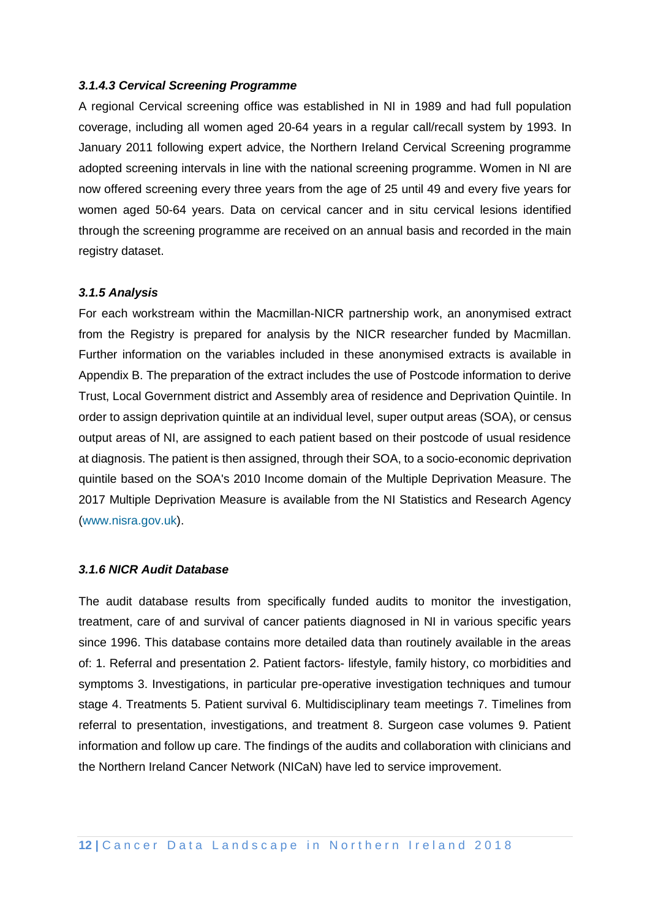#### *3.1.4.3 Cervical Screening Programme*

A regional Cervical screening office was established in NI in 1989 and had full population coverage, including all women aged 20-64 years in a regular call/recall system by 1993. In January 2011 following expert advice, the Northern Ireland Cervical Screening programme adopted screening intervals in line with the national screening programme. Women in NI are now offered screening every three years from the age of 25 until 49 and every five years for women aged 50-64 years. Data on cervical cancer and in situ cervical lesions identified through the screening programme are received on an annual basis and recorded in the main registry dataset.

### *3.1.5 Analysis*

For each workstream within the Macmillan-NICR partnership work, an anonymised extract from the Registry is prepared for analysis by the NICR researcher funded by Macmillan. Further information on the variables included in these anonymised extracts is available in Appendix B. The preparation of the extract includes the use of Postcode information to derive Trust, Local Government district and Assembly area of residence and Deprivation Quintile. In order to assign deprivation quintile at an individual level, super output areas (SOA), or census output areas of NI, are assigned to each patient based on their postcode of usual residence at diagnosis. The patient is then assigned, through their SOA, to a socio-economic deprivation quintile based on the SOA's 2010 Income domain of the Multiple Deprivation Measure. The 2017 Multiple Deprivation Measure is available from the NI Statistics and Research Agency (www.nisra.gov.uk).

### *3.1.6 NICR Audit Database*

The audit database results from specifically funded audits to monitor the investigation, treatment, care of and survival of cancer patients diagnosed in NI in various specific years since 1996. This database contains more detailed data than routinely available in the areas of: 1. Referral and presentation 2. Patient factors- lifestyle, family history, co morbidities and symptoms 3. Investigations, in particular pre-operative investigation techniques and tumour stage 4. Treatments 5. Patient survival 6. Multidisciplinary team meetings 7. Timelines from referral to presentation, investigations, and treatment 8. Surgeon case volumes 9. Patient information and follow up care. The findings of the audits and collaboration with clinicians and the Northern Ireland Cancer Network (NICaN) have led to service improvement.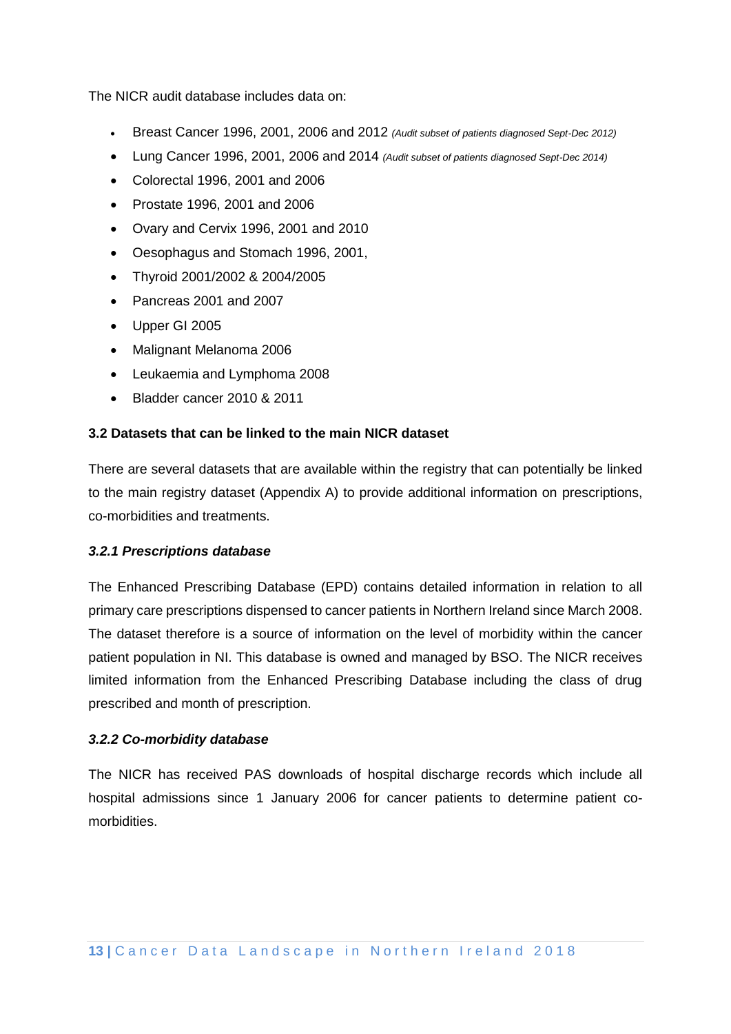The NICR audit database includes data on:

- Breast Cancer 1996, 2001, 2006 and 2012 *(Audit subset of patients diagnosed Sept-Dec 2012)*
- Lung Cancer 1996, 2001, 2006 and 2014 *(Audit subset of patients diagnosed Sept-Dec 2014)*
- Colorectal 1996, 2001 and 2006
- Prostate 1996, 2001 and 2006
- Ovary and Cervix 1996, 2001 and 2010
- Oesophagus and Stomach 1996, 2001,
- Thyroid 2001/2002 & 2004/2005
- Pancreas 2001 and 2007
- Upper GI 2005
- Malignant Melanoma 2006
- Leukaemia and Lymphoma 2008
- Bladder cancer 2010 & 2011

### 3.2 Datasets that can be linked to the main NICR dataset

There are several datasets that are available within the registry that can potentially be linked to the main registry dataset (Appendix A) to provide additional information on prescriptions, co-morbidities and treatments.

#### *3.2.1 Prescriptions database*

The Enhanced Prescribing Database (EPD) contains detailed information in relation to all primary care prescriptions dispensed to cancer patients in Northern Ireland since March 2008. The dataset therefore is a source of information on the level of morbidity within the cancer patient population in NI. This database is owned and managed by BSO. The NICR receives limited information from the Enhanced Prescribing Database including the class of drug prescribed and month of prescription.

#### *3.2.2 Co-morbidity database*

The NICR has received PAS downloads of hospital discharge records which include all hospital admissions since 1 January 2006 for cancer patients to determine patient co-morbidities.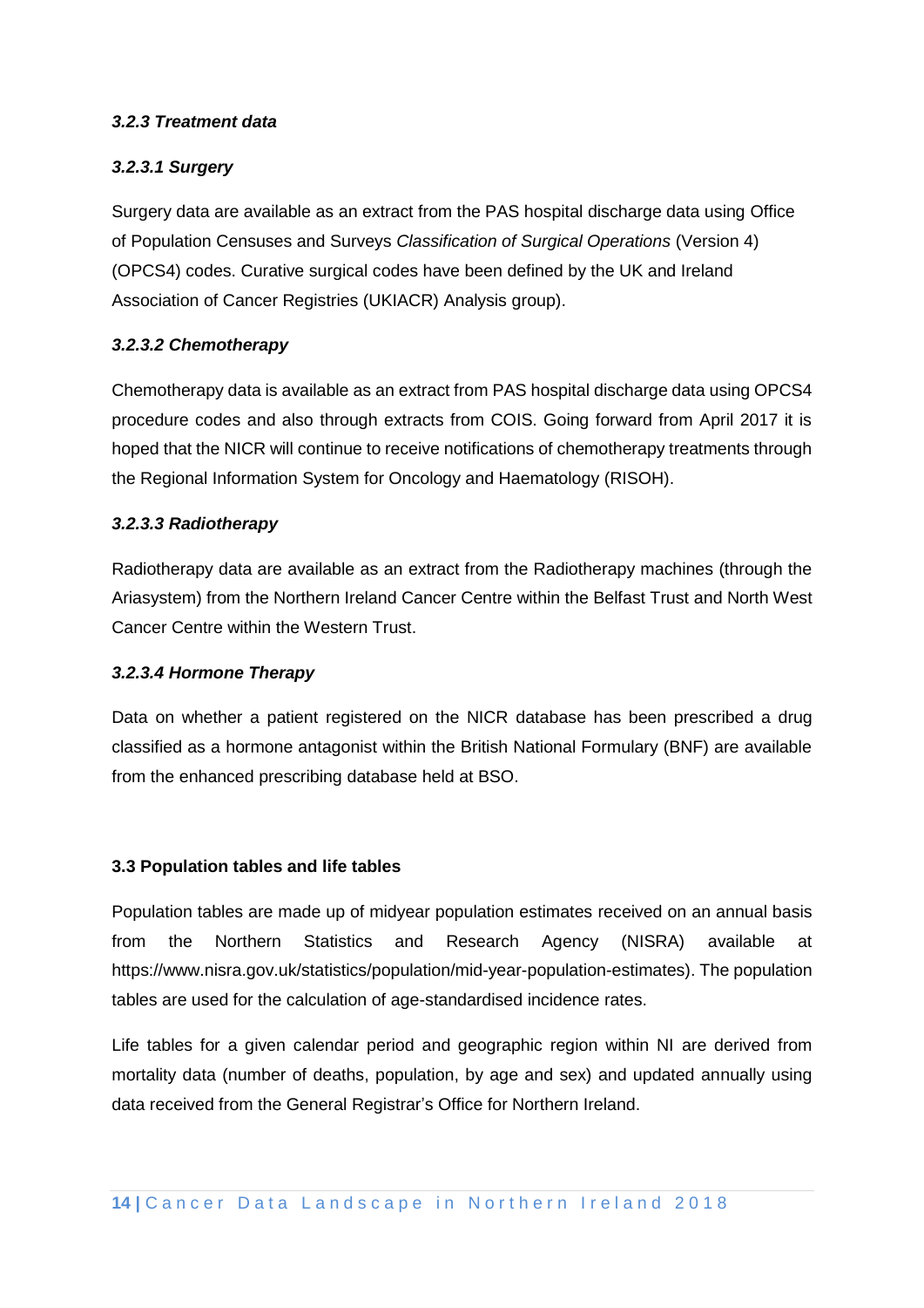### *3.2.3 Treatment data*

#### *3.2.3.1 Surgery*

Surgery data are available as an extract from the PAS hospital discharge data using Office of Population Censuses and Surveys *Classification of Surgical Operations* (Version 4) (OPCS4) codes. Curative surgical codes have been defined by the UK and Ireland Association of Cancer Registries (UKIACR) Analysis group).

#### *3.2.3.2 Chemotherapy*

Chemotherapy data is available as an extract from PAS hospital discharge data using OPCS4 procedure codes and also through extracts from COIS. Going forward from April 2017 it is hoped that the NICR will continue to receive notifications of chemotherapy treatments through the Regional Information System for Oncology and Haematology (RISOH).

#### *3.2.3.3 Radiotherapy*

Radiotherapy data are available as an extract from the Radiotherapy machines (through the Ariasystem) from the Northern Ireland Cancer Centre within the Belfast Trust and North West Cancer Centre within the Western Trust.

#### *3.2.3.4 Hormone Therapy*

Data on whether a patient registered on the NICR database has been prescribed a drug classified as a hormone antagonist within the British National Formulary (BNF) are available from the enhanced prescribing database held at BSO.

## 3.3 Population tables and life tables

Population tables are made up of midyear population estimates received on an annual basis from the Northern Statistics and Research Agency (NISRA) available at https://www.nisra.gov.uk/statistics/population/mid-year-population-estimates). The population tables are used for the calculation of age-standardised incidence rates.

Life tables for a given calendar period and geographic region within NI are derived from mortality data (number of deaths, population, by age and sex) and updated annually using data received from the General Registrar's Office for Northern Ireland.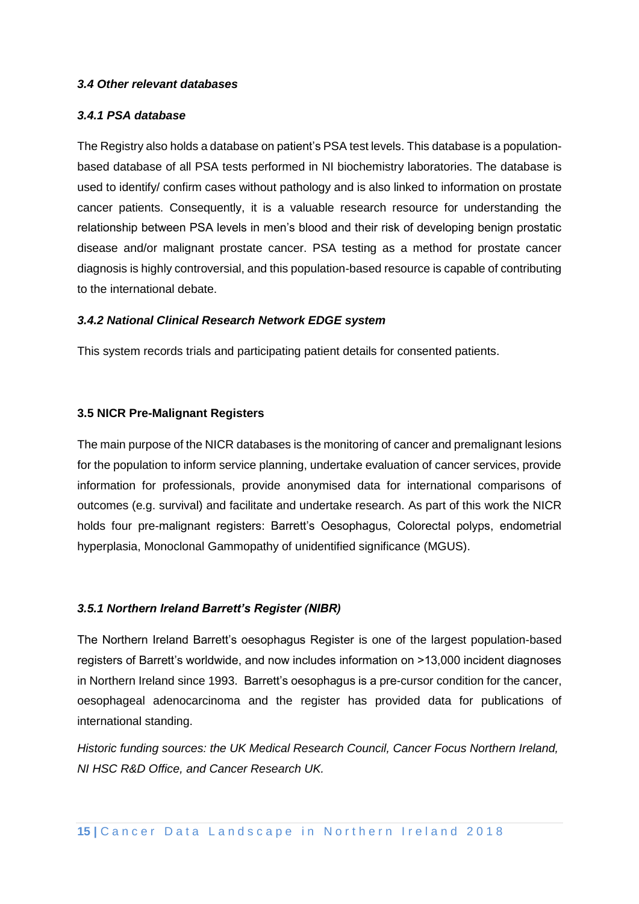### *3.4 Other relevant databases*

#### *3.4.1 PSA database*

The Registry also holds a database on patient's PSA test levels. This database is a population-based database of all PSA tests performed in NI biochemistry laboratories. The database is used to identify/ confirm cases without pathology and is also linked to information on prostate cancer patients. Consequently, it is a valuable research resource for understanding the relationship between PSA levels in men's blood and their risk of developing benign prostatic disease and/or malignant prostate cancer. PSA testing as a method for prostate cancer diagnosis is highly controversial, and this population-based resource is capable of contributing to the international debate.

#### *3.4.2 National Clinical Research Network EDGE system*

This system records trials and participating patient details for consented patients.

### 3.5 NICR Pre-Malignant Registers

The main purpose of the NICR databases is the monitoring of cancer and premalignant lesions for the population to inform service planning, undertake evaluation of cancer services, provide information for professionals, provide anonymised data for international comparisons of outcomes (e.g. survival) and facilitate and undertake research. As part of this work the NICR holds four pre-malignant registers: Barrett's Oesophagus, Colorectal polyps, endometrial hyperplasia, Monoclonal Gammopathy of unidentified significance (MGUS).

#### *3.5.1 Northern Ireland Barrett's Register (NIBR)*

The Northern Ireland Barrett's oesophagus Register is one of the largest population-based registers of Barrett's worldwide, and now includes information on >13,000 incident diagnoses in Northern Ireland since 1993. Barrett's oesophagus is a pre-cursor condition for the cancer, oesophageal adenocarcinoma and the register has provided data for publications of international standing.

*Historic funding sources: the UK Medical Research Council, Cancer Focus Northern Ireland, NI HSC R&D Office, and Cancer Research UK.*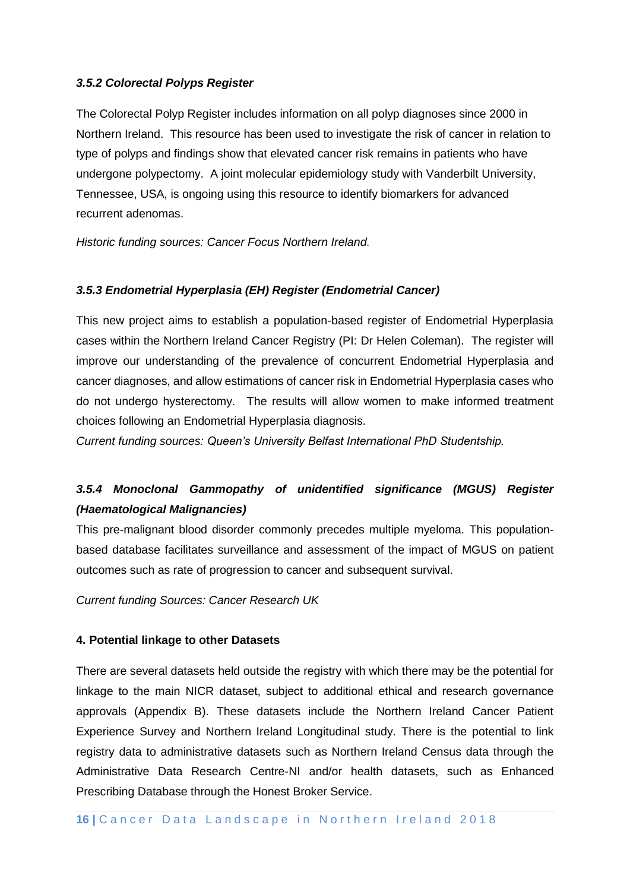### *3.5.2 Colorectal Polyps Register*

The Colorectal Polyp Register includes information on all polyp diagnoses since 2000 in Northern Ireland. This resource has been used to investigate the risk of cancer in relation to type of polyps and findings show that elevated cancer risk remains in patients who have undergone polypectomy. A joint molecular epidemiology study with Vanderbilt University, Tennessee, USA, is ongoing using this resource to identify biomarkers for advanced recurrent adenomas.

*Historic funding sources: Cancer Focus Northern Ireland.*

### *3.5.3 Endometrial Hyperplasia (EH) Register (Endometrial Cancer)*

This new project aims to establish a population-based register of Endometrial Hyperplasia cases within the Northern Ireland Cancer Registry (PI: Dr Helen Coleman). The register will improve our understanding of the prevalence of concurrent Endometrial Hyperplasia and cancer diagnoses, and allow estimations of cancer risk in Endometrial Hyperplasia cases who do not undergo hysterectomy. The results will allow women to make informed treatment choices following an Endometrial Hyperplasia diagnosis.

*Current funding sources: Queen's University Belfast International PhD Studentship.*

### *3.5.4 Monoclonal Gammopathy of unidentified significance (MGUS) Register (Haematological Malignancies)*

This pre-malignant blood disorder commonly precedes multiple myeloma. This population-based database facilitates surveillance and assessment of the impact of MGUS on patient outcomes such as rate of progression to cancer and subsequent survival.

*Current funding Sources: Cancer Research UK*

## 4. Potential linkage to other Datasets

There are several datasets held outside the registry with which there may be the potential for linkage to the main NICR dataset, subject to additional ethical and research governance approvals (Appendix B). These datasets include the Northern Ireland Cancer Patient Experience Survey and Northern Ireland Longitudinal study. There is the potential to link registry data to administrative datasets such as Northern Ireland Census data through the Administrative Data Research Centre-NI and/or health datasets, such as Enhanced Prescribing Database through the Honest Broker Service.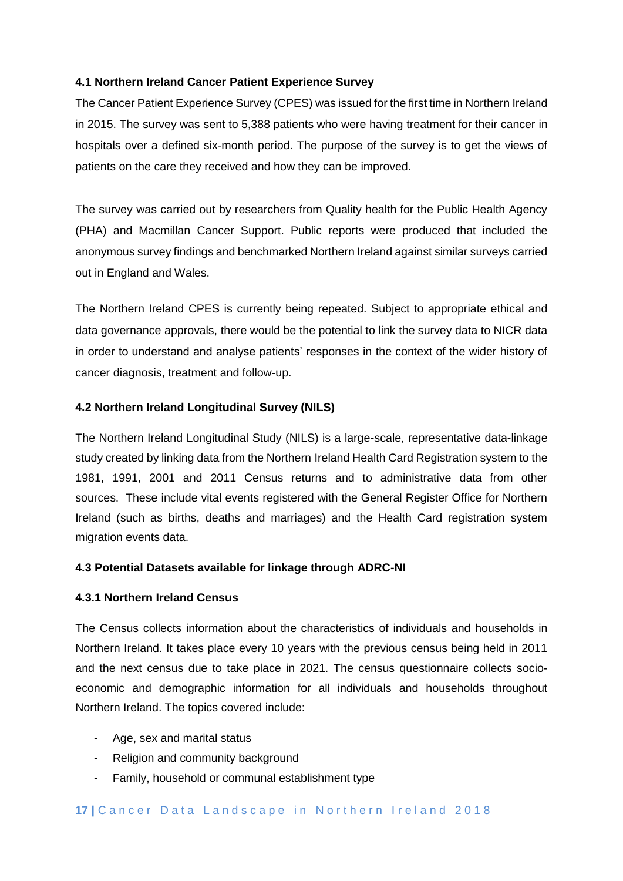### 4.1 Northern Ireland Cancer Patient Experience Survey

The Cancer Patient Experience Survey (CPES) was issued for the first time in Northern Ireland in 2015. The survey was sent to 5,388 patients who were having treatment for their cancer in hospitals over a defined six-month period. The purpose of the survey is to get the views of patients on the care they received and how they can be improved.

The survey was carried out by researchers from Quality health for the Public Health Agency (PHA) and Macmillan Cancer Support. Public reports were produced that included the anonymous survey findings and benchmarked Northern Ireland against similar surveys carried out in England and Wales.

The Northern Ireland CPES is currently being repeated. Subject to appropriate ethical and data governance approvals, there would be the potential to link the survey data to NICR data in order to understand and analyse patients' responses in the context of the wider history of cancer diagnosis, treatment and follow-up.

### 4.2 Northern Ireland Longitudinal Survey (NILS)

The Northern Ireland Longitudinal Study (NILS) is a large-scale, representative data-linkage study created by linking data from the Northern Ireland Health Card Registration system to the 1981, 1991, 2001 and 2011 Census returns and to administrative data from other sources. These include vital events registered with the General Register Office for Northern Ireland (such as births, deaths and marriages) and the Health Card registration system migration events data.

### 4.3 Potential Datasets available for linkage through ADRC-NI

#### 4.3.1 Northern Ireland Census

The Census collects information about the characteristics of individuals and households in Northern Ireland. It takes place every 10 years with the previous census being held in 2011 and the next census due to take place in 2021. The census questionnaire collects socio-economic and demographic information for all individuals and households throughout Northern Ireland. The topics covered include:

- Age, sex and marital status
- Religion and community background
- Family, household or communal establishment type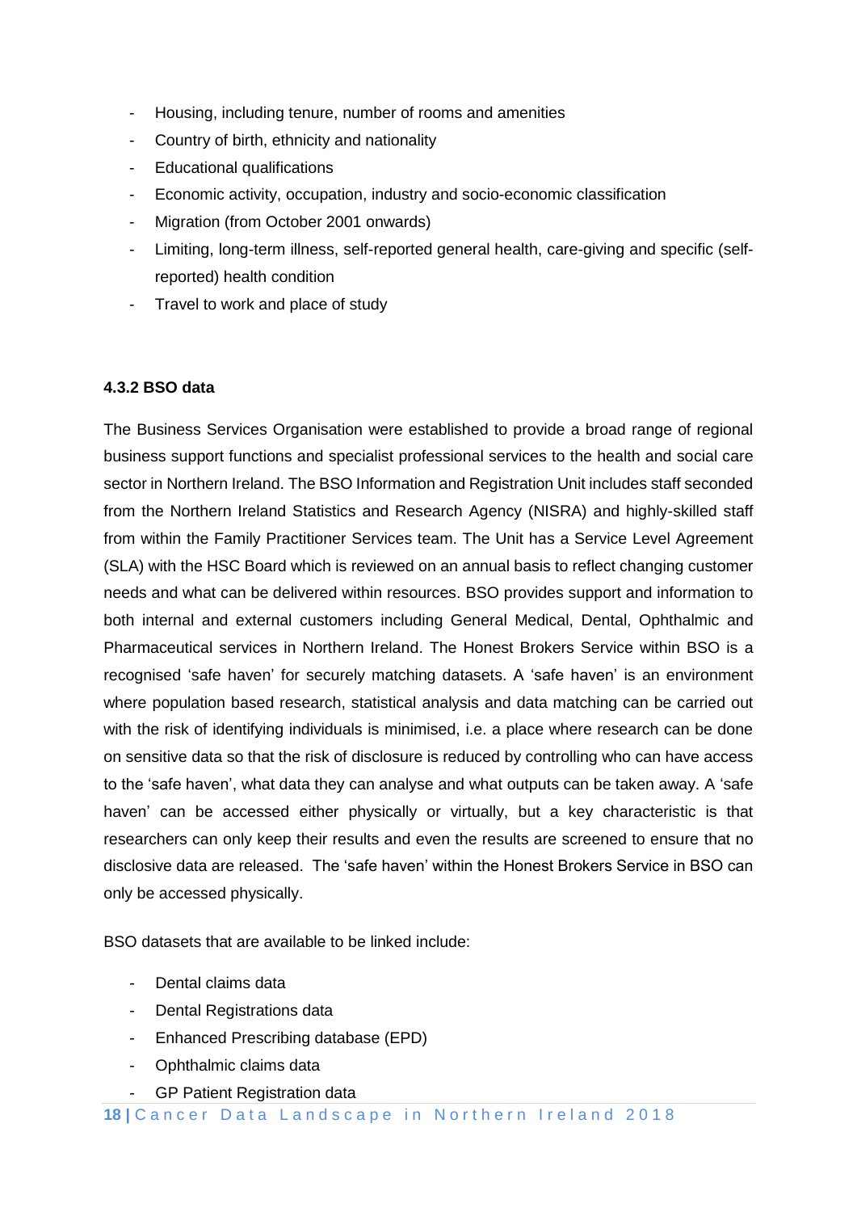- Housing, including tenure, number of rooms and amenities
- Country of birth, ethnicity and nationality
- Educational qualifications
- Economic activity, occupation, industry and socio-economic classification
- Migration (from October 2001 onwards)
- Limiting, long-term illness, self-reported general health, care-giving and specific (self-reported) health condition
- Travel to work and place of study

#### 4.3.2 BSO data

The Business Services Organisation were established to provide a broad range of regional business support functions and specialist professional services to the health and social care sector in Northern Ireland. The BSO Information and Registration Unit includes staff seconded from the Northern Ireland Statistics and Research Agency (NISRA) and highly-skilled staff from within the Family Practitioner Services team. The Unit has a Service Level Agreement (SLA) with the HSC Board which is reviewed on an annual basis to reflect changing customer needs and what can be delivered within resources. BSO provides support and information to both internal and external customers including General Medical, Dental, Ophthalmic and Pharmaceutical services in Northern Ireland. The Honest Brokers Service within BSO is a recognised 'safe haven' for securely matching datasets. A 'safe haven' is an environment where population based research, statistical analysis and data matching can be carried out with the risk of identifying individuals is minimised, i.e. a place where research can be done on sensitive data so that the risk of disclosure is reduced by controlling who can have access to the 'safe haven', what data they can analyse and what outputs can be taken away. A 'safe haven' can be accessed either physically or virtually, but a key characteristic is that researchers can only keep their results and even the results are screened to ensure that no disclosive data are released. The 'safe haven' within the Honest Brokers Service in BSO can only be accessed physically.

BSO datasets that are available to be linked include:

- Dental claims data
- Dental Registrations data
- Enhanced Prescribing database (EPD)
- Ophthalmic claims data
- GP Patient Registration data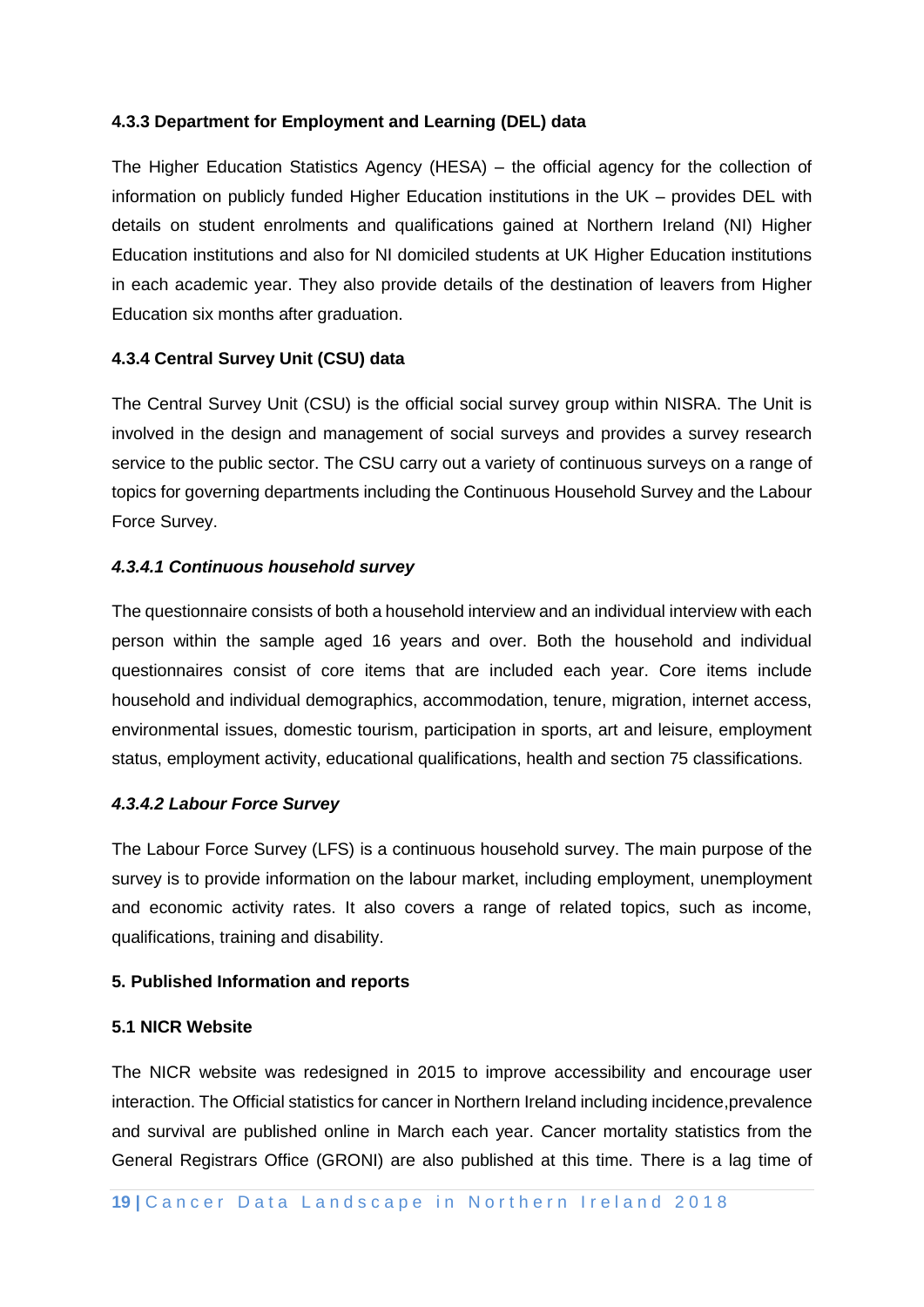#### 4.3.3 Department for Employment and Learning (DEL) data

The Higher Education Statistics Agency (HESA) – the official agency for the collection of information on publicly funded Higher Education institutions in the UK – provides DEL with details on student enrolments and qualifications gained at Northern Ireland (NI) Higher Education institutions and also for NI domiciled students at UK Higher Education institutions in each academic year. They also provide details of the destination of leavers from Higher Education six months after graduation.

#### 4.3.4 Central Survey Unit (CSU) data

The Central Survey Unit (CSU) is the official social survey group within NISRA. The Unit is involved in the design and management of social surveys and provides a survey research service to the public sector. The CSU carry out a variety of continuous surveys on a range of topics for governing departments including the Continuous Household Survey and the Labour Force Survey.

##### *4.3.4.1 Continuous household survey*

The questionnaire consists of both a household interview and an individual interview with each person within the sample aged 16 years and over. Both the household and individual questionnaires consist of core items that are included each year. Core items include household and individual demographics, accommodation, tenure, migration, internet access, environmental issues, domestic tourism, participation in sports, art and leisure, employment status, employment activity, educational qualifications, health and section 75 classifications.

##### *4.3.4.2 Labour Force Survey*

The Labour Force Survey (LFS) is a continuous household survey. The main purpose of the survey is to provide information on the labour market, including employment, unemployment and economic activity rates. It also covers a range of related topics, such as income, qualifications, training and disability.

## 5. Published Information and reports

### 5.1 NICR Website

The NICR website was redesigned in 2015 to improve accessibility and encourage user interaction. The Official statistics for cancer in Northern Ireland including incidence,prevalence and survival are published online in March each year. Cancer mortality statistics from the General Registrars Office (GRONI) are also published at this time. There is a lag time of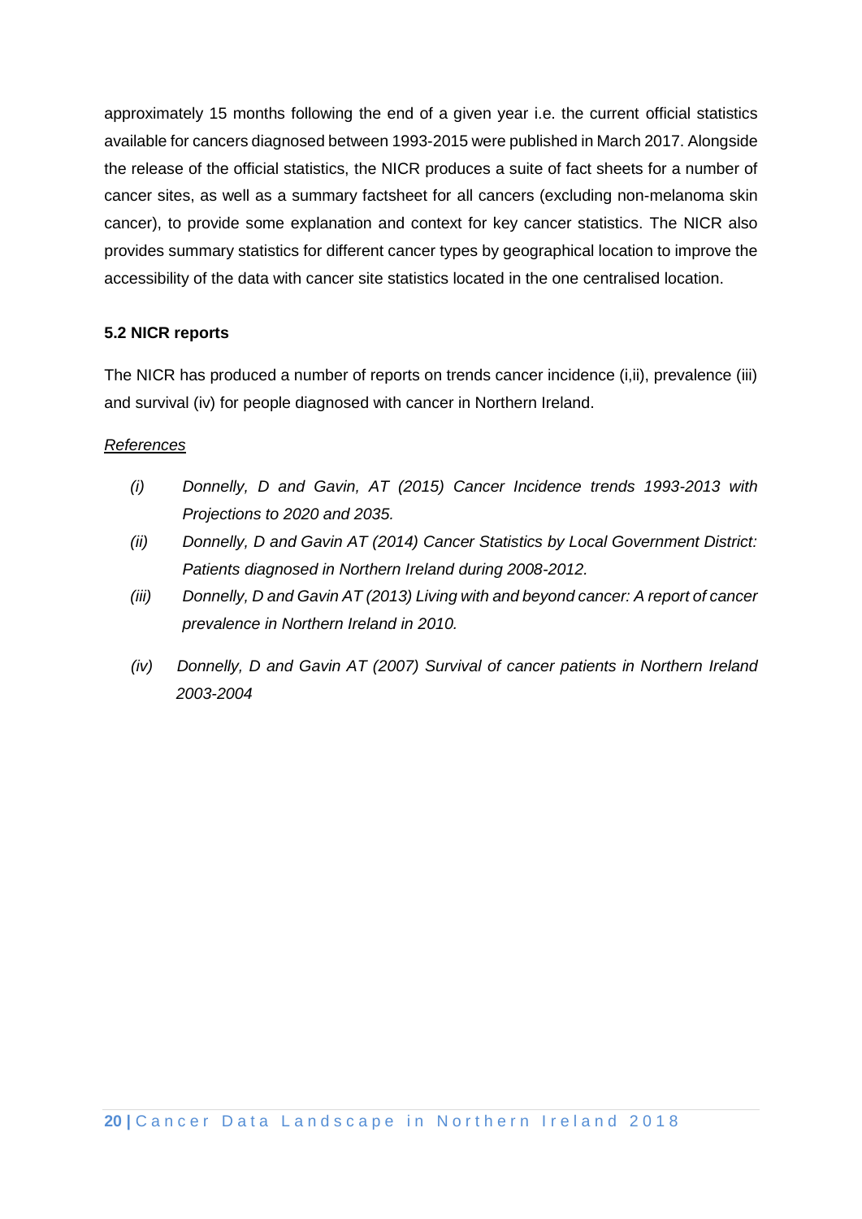approximately 15 months following the end of a given year i.e. the current official statistics available for cancers diagnosed between 1993-2015 were published in March 2017. Alongside the release of the official statistics, the NICR produces a suite of fact sheets for a number of cancer sites, as well as a summary factsheet for all cancers (excluding non-melanoma skin cancer), to provide some explanation and context for key cancer statistics. The NICR also provides summary statistics for different cancer types by geographical location to improve the accessibility of the data with cancer site statistics located in the one centralised location.

### 5.2 NICR reports

The NICR has produced a number of reports on trends cancer incidence (i,ii), prevalence (iii) and survival (iv) for people diagnosed with cancer in Northern Ireland.

<u>*References*</u>

- *(i) Donnelly, D and Gavin, AT (2015) Cancer Incidence trends 1993-2013 with Projections to 2020 and 2035.*
- *(ii) Donnelly, D and Gavin AT (2014) Cancer Statistics by Local Government District: Patients diagnosed in Northern Ireland during 2008-2012.*
- *(iii) Donnelly, D and Gavin AT (2013) Living with and beyond cancer: A report of cancer prevalence in Northern Ireland in 2010.*
- *(iv) Donnelly, D and Gavin AT (2007) Survival of cancer patients in Northern Ireland 2003-2004*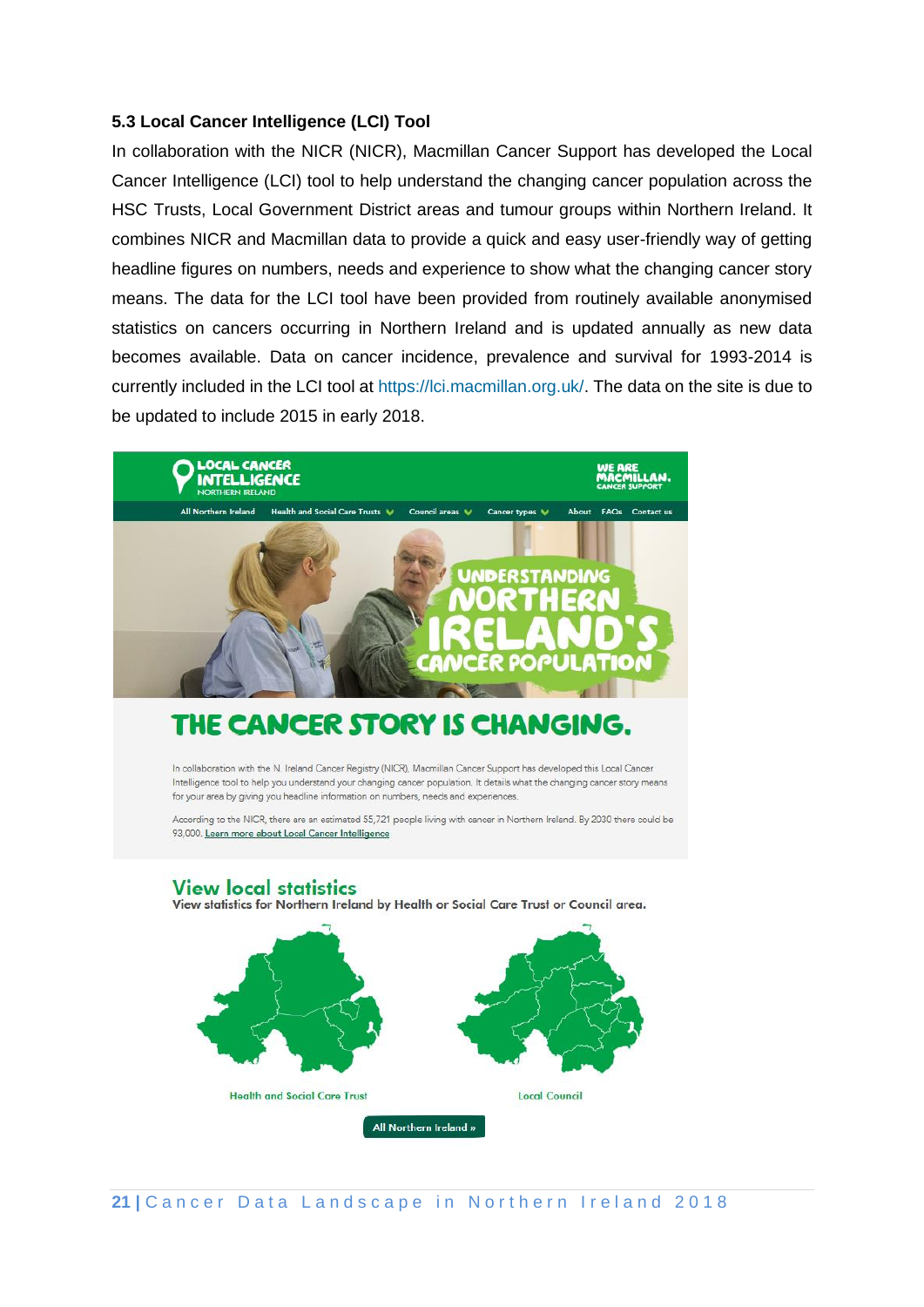### 5.3 Local Cancer Intelligence (LCI) Tool

In collaboration with the NICR (NICR), Macmillan Cancer Support has developed the Local Cancer Intelligence (LCI) tool to help understand the changing cancer population across the HSC Trusts, Local Government District areas and tumour groups within Northern Ireland. It combines NICR and Macmillan data to provide a quick and easy user-friendly way of getting headline figures on numbers, needs and experience to show what the changing cancer story means. The data for the LCI tool have been provided from routinely available anonymised statistics on cancers occurring in Northern Ireland and is updated annually as new data becomes available. Data on cancer incidence, prevalence and survival for 1993-2014 is currently included in the LCI tool at https://lci.macmillan.org.uk/. The data on the site is due to be updated to include 2015 in early 2018.

LOCAL CANCER INTELLIGENCE
NORTHERN IRELAND

WE ARE MACMILLAN. CANCER SUPPORT

All Northern Ireland | Health and Social Care Trusts | Council areas | Cancer types | About | FAQs | Contact us

UNDERSTANDING NORTHERN IRELAND'S CANCER POPULATION

THE CANCER STORY IS CHANGING.

In collaboration with the N. Ireland Cancer Registry (NICR), Macmillan Cancer Support has developed this Local Cancer Intelligence tool to help you understand your changing cancer population. It details what the changing cancer story means for your area by giving you headline information on numbers, needs and experiences.

According to the NICR, there are an estimated 55,721 people living with cancer in Northern Ireland. By 2030 there could be 93,000. Learn more about Local Cancer Intelligence

View local statistics

View statistics for Northern Ireland by Health or Social Care Trust or Council area.

Health and Social Care Trust | Local Council

All Northern Ireland »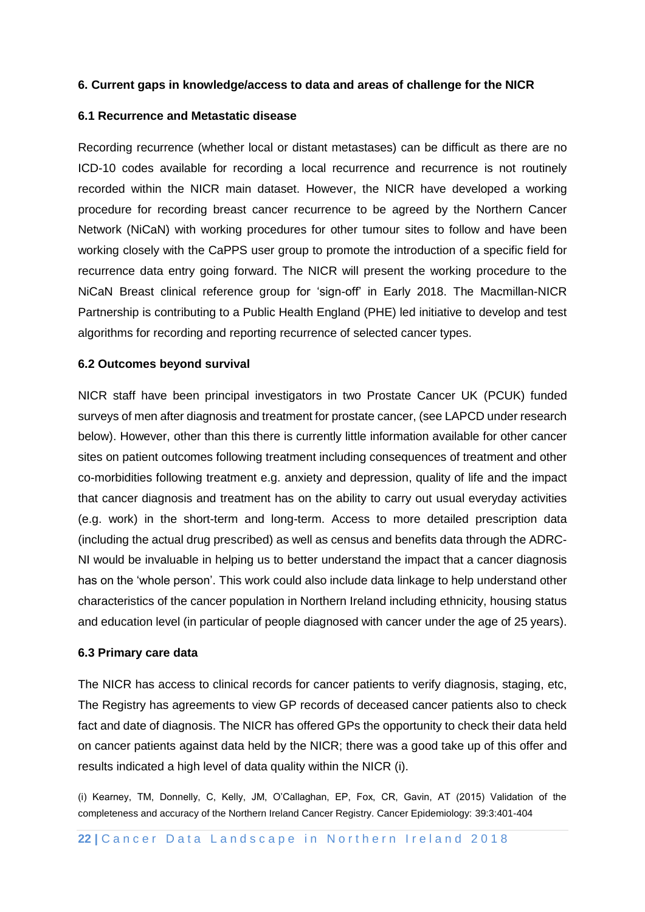## 6. Current gaps in knowledge/access to data and areas of challenge for the NICR

### 6.1 Recurrence and Metastatic disease

Recording recurrence (whether local or distant metastases) can be difficult as there are no ICD-10 codes available for recording a local recurrence and recurrence is not routinely recorded within the NICR main dataset. However, the NICR have developed a working procedure for recording breast cancer recurrence to be agreed by the Northern Cancer Network (NiCaN) with working procedures for other tumour sites to follow and have been working closely with the CaPPS user group to promote the introduction of a specific field for recurrence data entry going forward. The NICR will present the working procedure to the NiCaN Breast clinical reference group for 'sign-off' in Early 2018. The Macmillan-NICR Partnership is contributing to a Public Health England (PHE) led initiative to develop and test algorithms for recording and reporting recurrence of selected cancer types.

### 6.2 Outcomes beyond survival

NICR staff have been principal investigators in two Prostate Cancer UK (PCUK) funded surveys of men after diagnosis and treatment for prostate cancer, (see LAPCD under research below). However, other than this there is currently little information available for other cancer sites on patient outcomes following treatment including consequences of treatment and other co-morbidities following treatment e.g. anxiety and depression, quality of life and the impact that cancer diagnosis and treatment has on the ability to carry out usual everyday activities (e.g. work) in the short-term and long-term. Access to more detailed prescription data (including the actual drug prescribed) as well as census and benefits data through the ADRC-NI would be invaluable in helping us to better understand the impact that a cancer diagnosis has on the 'whole person'. This work could also include data linkage to help understand other characteristics of the cancer population in Northern Ireland including ethnicity, housing status and education level (in particular of people diagnosed with cancer under the age of 25 years).

### 6.3 Primary care data

The NICR has access to clinical records for cancer patients to verify diagnosis, staging, etc, The Registry has agreements to view GP records of deceased cancer patients also to check fact and date of diagnosis. The NICR has offered GPs the opportunity to check their data held on cancer patients against data held by the NICR; there was a good take up of this offer and results indicated a high level of data quality within the NICR (i).

(i) Kearney, TM, Donnelly, C, Kelly, JM, O'Callaghan, EP, Fox, CR, Gavin, AT (2015) Validation of the completeness and accuracy of the Northern Ireland Cancer Registry. Cancer Epidemiology: 39:3:401-404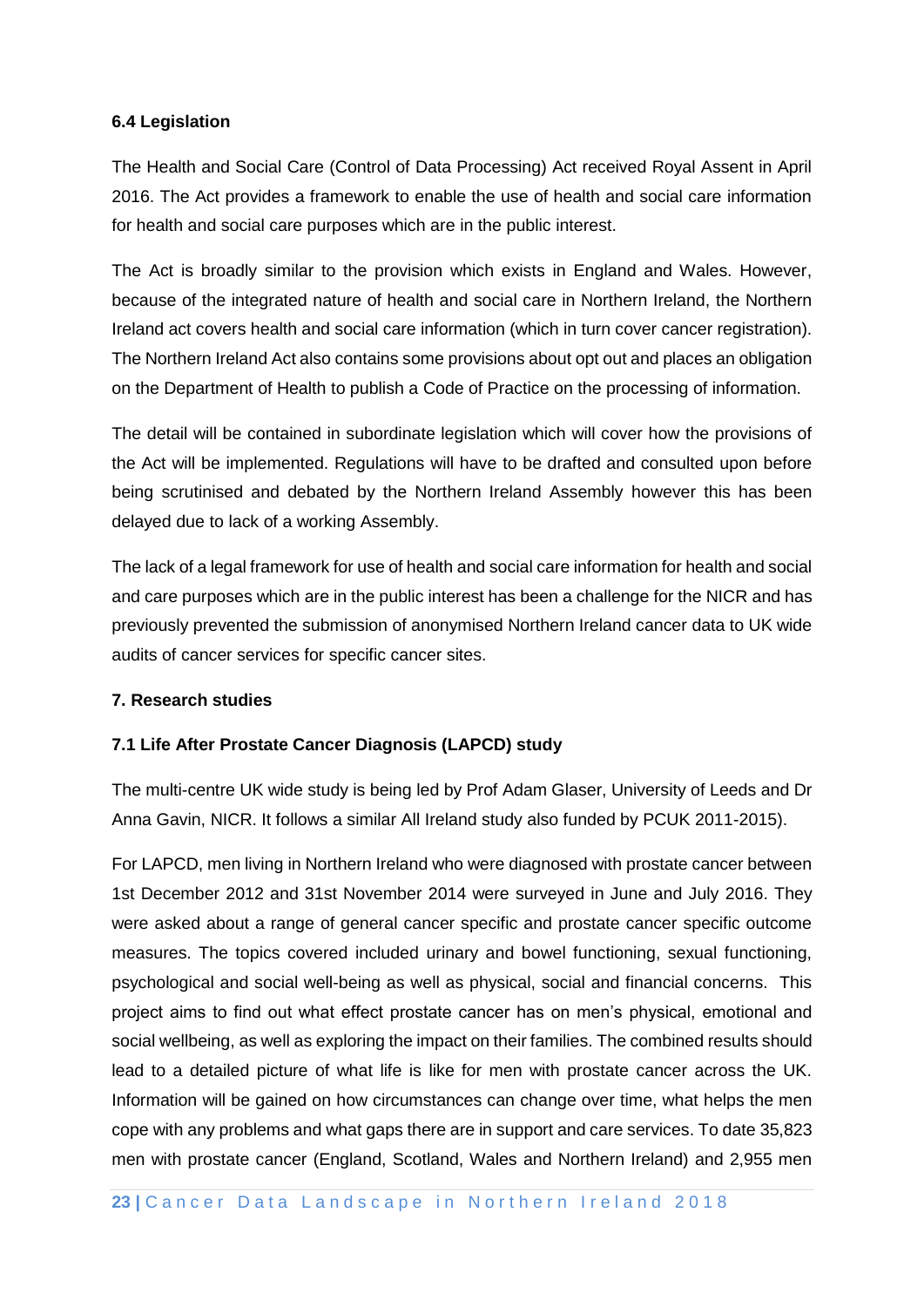### 6.4 Legislation

The Health and Social Care (Control of Data Processing) Act received Royal Assent in April 2016. The Act provides a framework to enable the use of health and social care information for health and social care purposes which are in the public interest.

The Act is broadly similar to the provision which exists in England and Wales. However, because of the integrated nature of health and social care in Northern Ireland, the Northern Ireland act covers health and social care information (which in turn cover cancer registration). The Northern Ireland Act also contains some provisions about opt out and places an obligation on the Department of Health to publish a Code of Practice on the processing of information.

The detail will be contained in subordinate legislation which will cover how the provisions of the Act will be implemented. Regulations will have to be drafted and consulted upon before being scrutinised and debated by the Northern Ireland Assembly however this has been delayed due to lack of a working Assembly.

The lack of a legal framework for use of health and social care information for health and social and care purposes which are in the public interest has been a challenge for the NICR and has previously prevented the submission of anonymised Northern Ireland cancer data to UK wide audits of cancer services for specific cancer sites.

## 7. Research studies

### 7.1 Life After Prostate Cancer Diagnosis (LAPCD) study

The multi-centre UK wide study is being led by Prof Adam Glaser, University of Leeds and Dr Anna Gavin, NICR. It follows a similar All Ireland study also funded by PCUK 2011-2015).

For LAPCD, men living in Northern Ireland who were diagnosed with prostate cancer between 1st December 2012 and 31st November 2014 were surveyed in June and July 2016. They were asked about a range of general cancer specific and prostate cancer specific outcome measures. The topics covered included urinary and bowel functioning, sexual functioning, psychological and social well-being as well as physical, social and financial concerns. This project aims to find out what effect prostate cancer has on men's physical, emotional and social wellbeing, as well as exploring the impact on their families. The combined results should lead to a detailed picture of what life is like for men with prostate cancer across the UK. Information will be gained on how circumstances can change over time, what helps the men cope with any problems and what gaps there are in support and care services. To date 35,823 men with prostate cancer (England, Scotland, Wales and Northern Ireland) and 2,955 men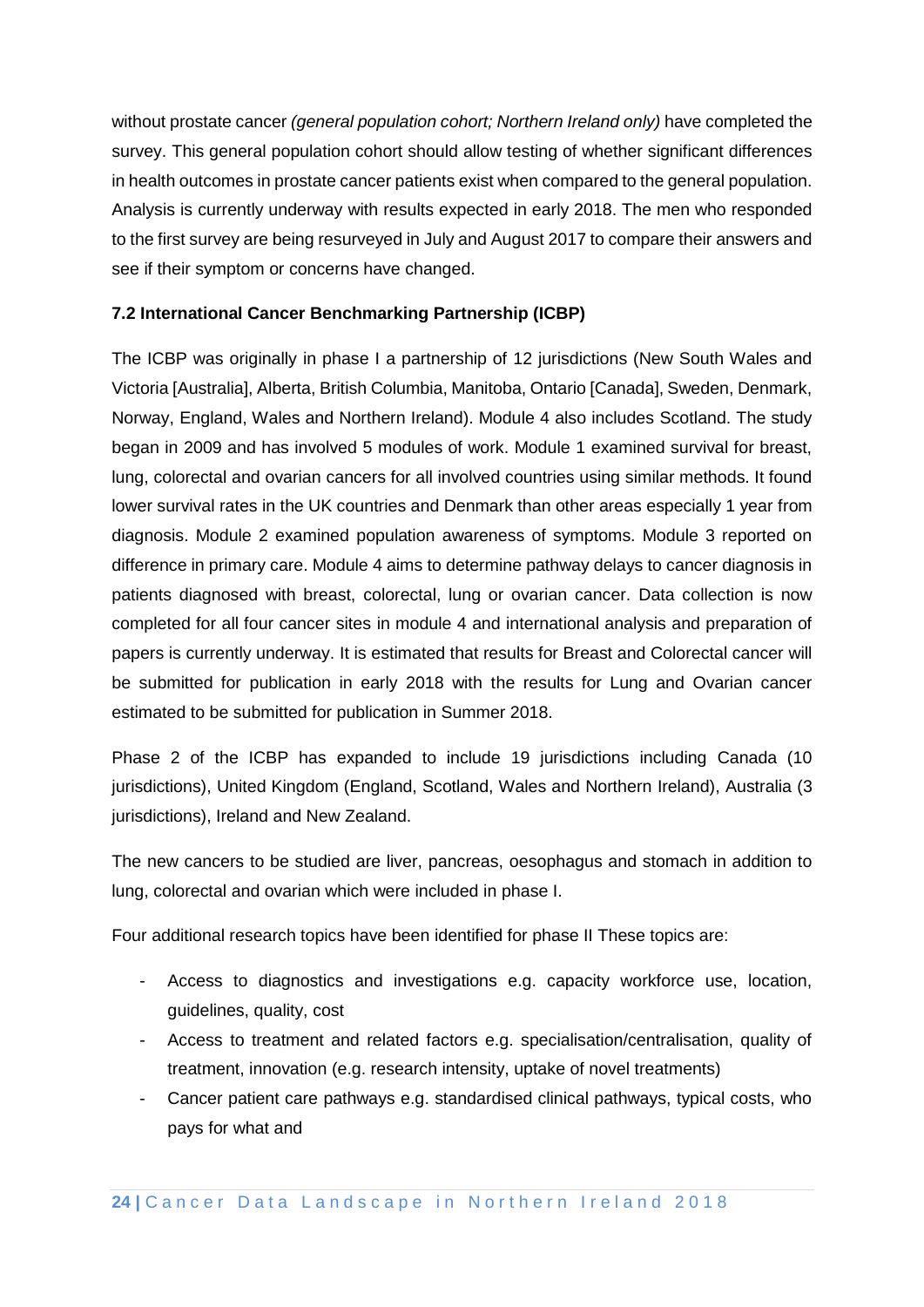without prostate cancer *(general population cohort; Northern Ireland only)* have completed the survey. This general population cohort should allow testing of whether significant differences in health outcomes in prostate cancer patients exist when compared to the general population. Analysis is currently underway with results expected in early 2018. The men who responded to the first survey are being resurveyed in July and August 2017 to compare their answers and see if their symptom or concerns have changed.

### 7.2 International Cancer Benchmarking Partnership (ICBP)

The ICBP was originally in phase I a partnership of 12 jurisdictions (New South Wales and Victoria [Australia], Alberta, British Columbia, Manitoba, Ontario [Canada], Sweden, Denmark, Norway, England, Wales and Northern Ireland). Module 4 also includes Scotland. The study began in 2009 and has involved 5 modules of work. Module 1 examined survival for breast, lung, colorectal and ovarian cancers for all involved countries using similar methods. It found lower survival rates in the UK countries and Denmark than other areas especially 1 year from diagnosis. Module 2 examined population awareness of symptoms. Module 3 reported on difference in primary care. Module 4 aims to determine pathway delays to cancer diagnosis in patients diagnosed with breast, colorectal, lung or ovarian cancer. Data collection is now completed for all four cancer sites in module 4 and international analysis and preparation of papers is currently underway. It is estimated that results for Breast and Colorectal cancer will be submitted for publication in early 2018 with the results for Lung and Ovarian cancer estimated to be submitted for publication in Summer 2018.

Phase 2 of the ICBP has expanded to include 19 jurisdictions including Canada (10 jurisdictions), United Kingdom (England, Scotland, Wales and Northern Ireland), Australia (3 jurisdictions), Ireland and New Zealand.

The new cancers to be studied are liver, pancreas, oesophagus and stomach in addition to lung, colorectal and ovarian which were included in phase I.

Four additional research topics have been identified for phase II These topics are:

- Access to diagnostics and investigations e.g. capacity workforce use, location, guidelines, quality, cost
- Access to treatment and related factors e.g. specialisation/centralisation, quality of treatment, innovation (e.g. research intensity, uptake of novel treatments)
- Cancer patient care pathways e.g. standardised clinical pathways, typical costs, who pays for what and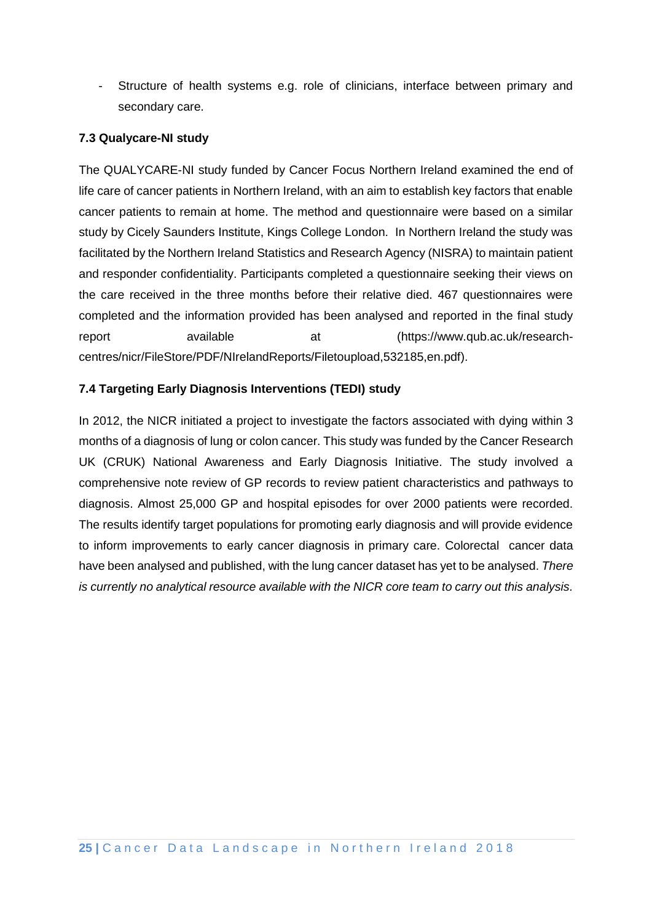- Structure of health systems e.g. role of clinicians, interface between primary and secondary care.

### 7.3 Qualycare-NI study

The QUALYCARE-NI study funded by Cancer Focus Northern Ireland examined the end of life care of cancer patients in Northern Ireland, with an aim to establish key factors that enable cancer patients to remain at home. The method and questionnaire were based on a similar study by Cicely Saunders Institute, Kings College London. In Northern Ireland the study was facilitated by the Northern Ireland Statistics and Research Agency (NISRA) to maintain patient and responder confidentiality. Participants completed a questionnaire seeking their views on the care received in the three months before their relative died. 467 questionnaires were completed and the information provided has been analysed and reported in the final study report available at (https://www.qub.ac.uk/research-centres/nicr/FileStore/PDF/NIrelandReports/Filetoupload,532185,en.pdf).

### 7.4 Targeting Early Diagnosis Interventions (TEDI) study

In 2012, the NICR initiated a project to investigate the factors associated with dying within 3 months of a diagnosis of lung or colon cancer. This study was funded by the Cancer Research UK (CRUK) National Awareness and Early Diagnosis Initiative. The study involved a comprehensive note review of GP records to review patient characteristics and pathways to diagnosis. Almost 25,000 GP and hospital episodes for over 2000 patients were recorded. The results identify target populations for promoting early diagnosis and will provide evidence to inform improvements to early cancer diagnosis in primary care. Colorectal cancer data have been analysed and published, with the lung cancer dataset has yet to be analysed. *There is currently no analytical resource available with the NICR core team to carry out this analysis.*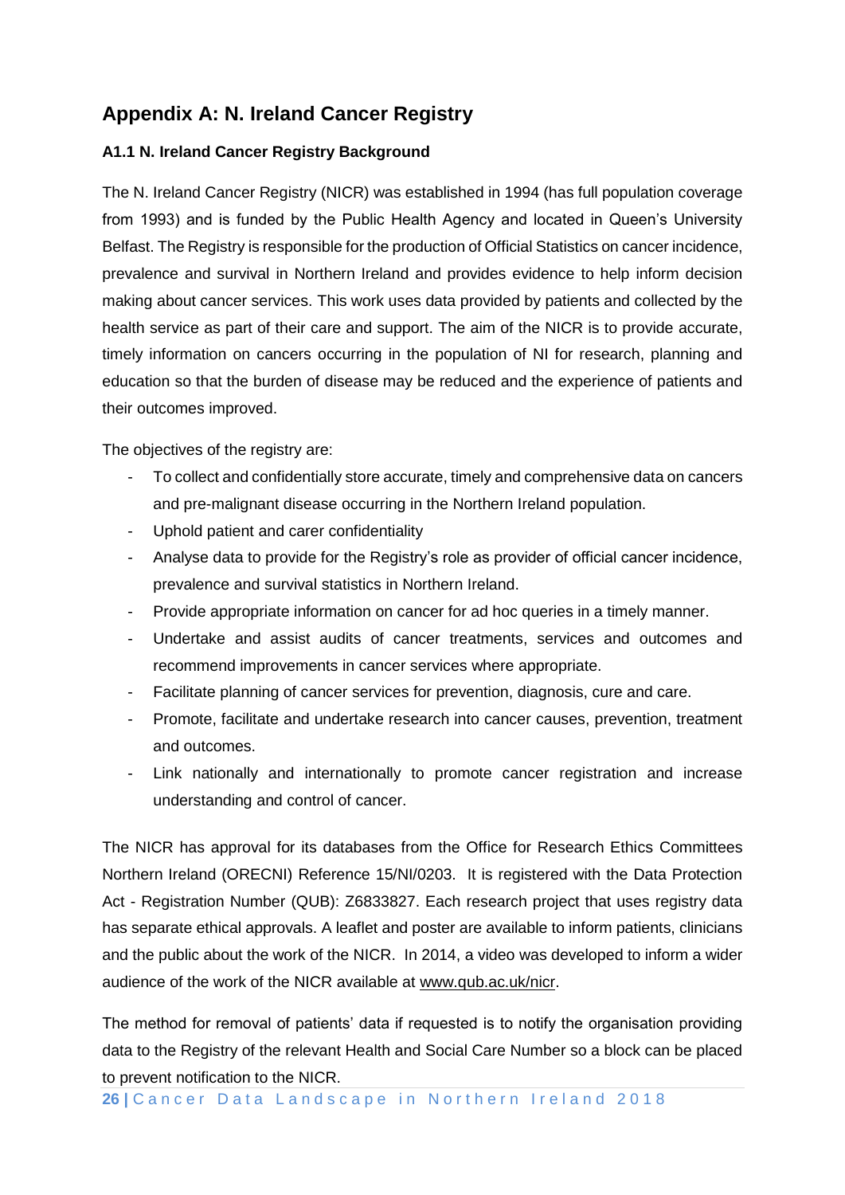# Appendix A: N. Ireland Cancer Registry

### A1.1 N. Ireland Cancer Registry Background

The N. Ireland Cancer Registry (NICR) was established in 1994 (has full population coverage from 1993) and is funded by the Public Health Agency and located in Queen's University Belfast. The Registry is responsible for the production of Official Statistics on cancer incidence, prevalence and survival in Northern Ireland and provides evidence to help inform decision making about cancer services. This work uses data provided by patients and collected by the health service as part of their care and support. The aim of the NICR is to provide accurate, timely information on cancers occurring in the population of NI for research, planning and education so that the burden of disease may be reduced and the experience of patients and their outcomes improved.

The objectives of the registry are:

- To collect and confidentially store accurate, timely and comprehensive data on cancers and pre-malignant disease occurring in the Northern Ireland population.
- Uphold patient and carer confidentiality
- Analyse data to provide for the Registry's role as provider of official cancer incidence, prevalence and survival statistics in Northern Ireland.
- Provide appropriate information on cancer for ad hoc queries in a timely manner.
- Undertake and assist audits of cancer treatments, services and outcomes and recommend improvements in cancer services where appropriate.
- Facilitate planning of cancer services for prevention, diagnosis, cure and care.
- Promote, facilitate and undertake research into cancer causes, prevention, treatment and outcomes.
- Link nationally and internationally to promote cancer registration and increase understanding and control of cancer.

The NICR has approval for its databases from the Office for Research Ethics Committees Northern Ireland (ORECNI) Reference 15/NI/0203. It is registered with the Data Protection Act - Registration Number (QUB): Z6833827. Each research project that uses registry data has separate ethical approvals. A leaflet and poster are available to inform patients, clinicians and the public about the work of the NICR. In 2014, a video was developed to inform a wider audience of the work of the NICR available at www.qub.ac.uk/nicr.

The method for removal of patients' data if requested is to notify the organisation providing data to the Registry of the relevant Health and Social Care Number so a block can be placed to prevent notification to the NICR.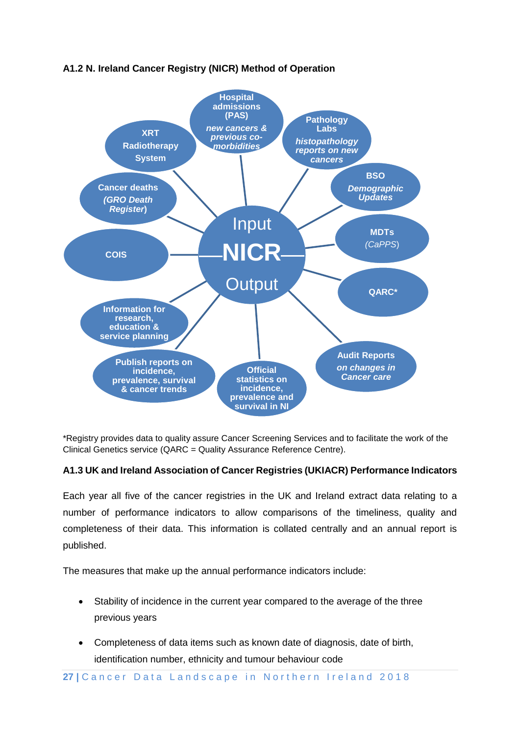### A1.2 N. Ireland Cancer Registry (NICR) Method of Operation

Input

**NICR**

Output

- **Hospital admissions (PAS)** *new cancers & previous co-morbidities*
- **Pathology Labs** *histopathology reports on new cancers*
- **BSO** *Demographic Updates*
- **MDTs** *(CaPPS)*
- **QARC***
- **Audit Reports** *on changes in Cancer care*
- **Official statistics on incidence, prevalence and survival in NI**
- **Publish reports on incidence, prevalence, survival & cancer trends**
- **Information for research, education & service planning**
- **COIS**
- **Cancer deaths** *(GRO Death Register)*
- **XRT Radiotherapy System**

*Registry provides data to quality assure Cancer Screening Services and to facilitate the work of the Clinical Genetics service (QARC = Quality Assurance Reference Centre).

### A1.3 UK and Ireland Association of Cancer Registries (UKIACR) Performance Indicators

Each year all five of the cancer registries in the UK and Ireland extract data relating to a number of performance indicators to allow comparisons of the timeliness, quality and completeness of their data. This information is collated centrally and an annual report is published.

The measures that make up the annual performance indicators include:

- Stability of incidence in the current year compared to the average of the three previous years
- Completeness of data items such as known date of diagnosis, date of birth, identification number, ethnicity and tumour behaviour code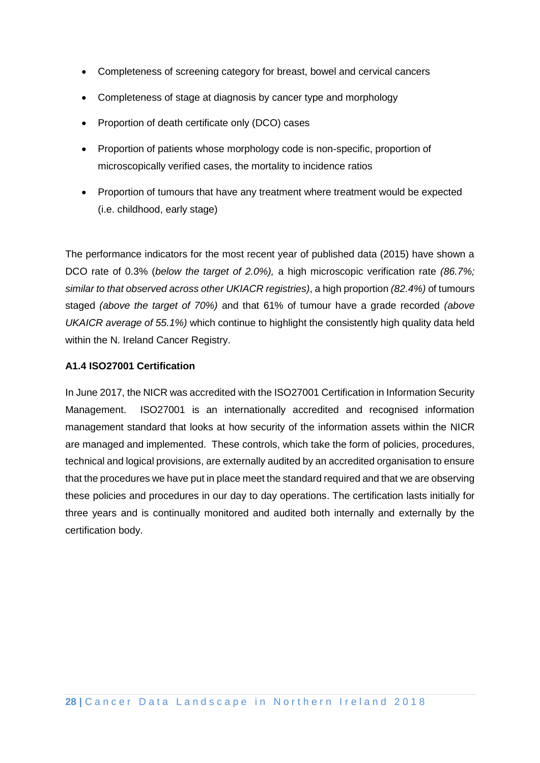- Completeness of screening category for breast, bowel and cervical cancers
- Completeness of stage at diagnosis by cancer type and morphology
- Proportion of death certificate only (DCO) cases
- Proportion of patients whose morphology code is non-specific, proportion of microscopically verified cases, the mortality to incidence ratios
- Proportion of tumours that have any treatment where treatment would be expected (i.e. childhood, early stage)

The performance indicators for the most recent year of published data (2015) have shown a DCO rate of 0.3% (*below the target of 2.0%),* a high microscopic verification rate *(86.7%; similar to that observed across other UKIACR registries)*, a high proportion *(82.4%)* of tumours staged *(above the target of 70%)* and that 61% of tumour have a grade recorded *(above UKAICR average of 55.1%)* which continue to highlight the consistently high quality data held within the N. Ireland Cancer Registry.

### A1.4 ISO27001 Certification

In June 2017, the NICR was accredited with the ISO27001 Certification in Information Security Management. ISO27001 is an internationally accredited and recognised information management standard that looks at how security of the information assets within the NICR are managed and implemented. These controls, which take the form of policies, procedures, technical and logical provisions, are externally audited by an accredited organisation to ensure that the procedures we have put in place meet the standard required and that we are observing these policies and procedures in our day to day operations. The certification lasts initially for three years and is continually monitored and audited both internally and externally by the certification body.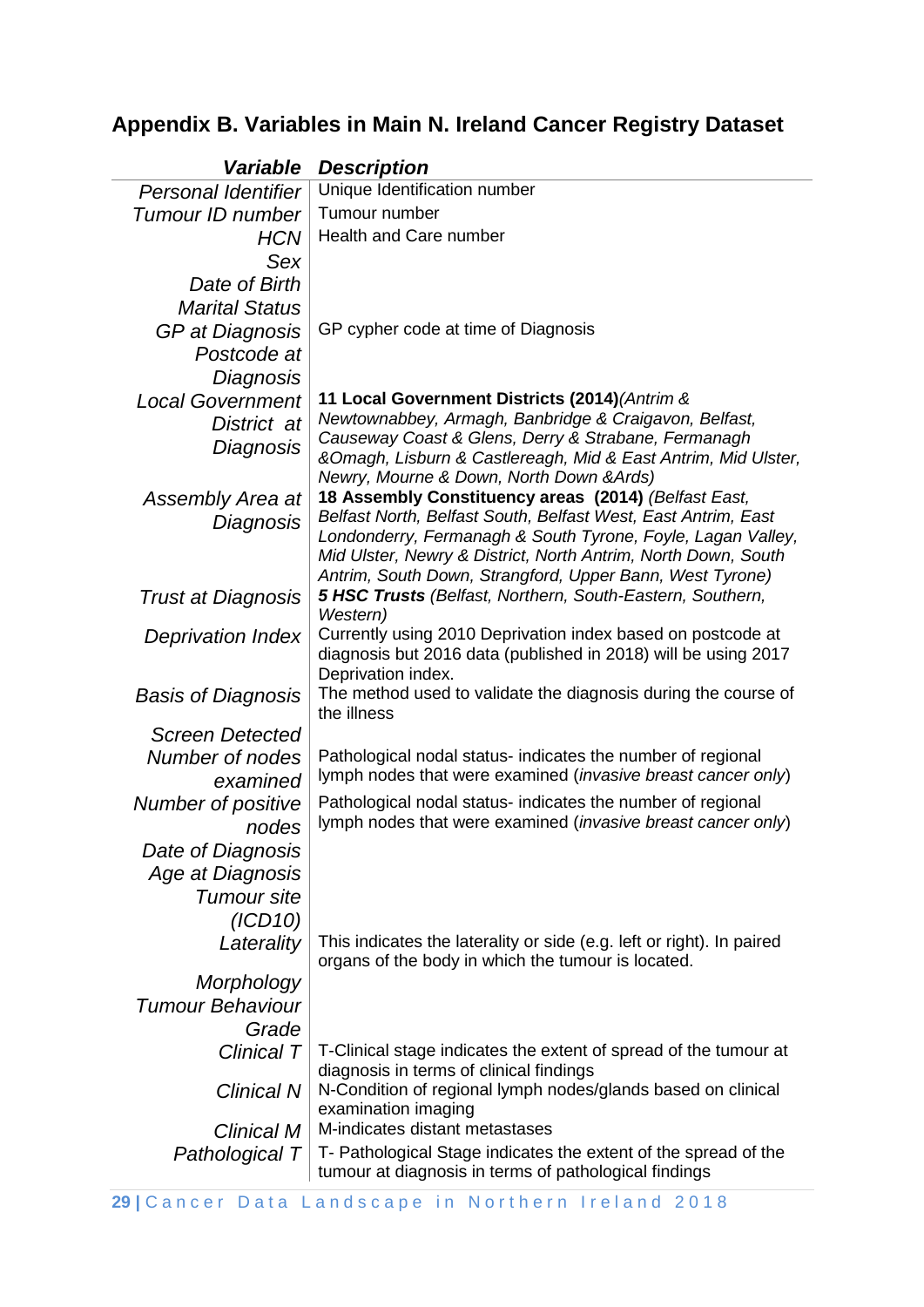## Appendix B. Variables in Main N. Ireland Cancer Registry Dataset

| *Variable* | *Description* |
|---|---|
| *Personal Identifier* | Unique Identification number |
| *Tumour ID number* | Tumour number |
| *HCN* | Health and Care number |
| *Sex* | |
| *Date of Birth* | |
| *Marital Status* | |
| *GP at Diagnosis* | GP cypher code at time of Diagnosis |
| *Postcode at Diagnosis* | |
| *Local Government District at Diagnosis* | **11 Local Government Districts (2014)***(Antrim & Newtownabbey, Armagh, Banbridge & Craigavon, Belfast, Causeway Coast & Glens, Derry & Strabane, Fermanagh &Omagh, Lisburn & Castlereagh, Mid & East Antrim, Mid Ulster, Newry, Mourne & Down, North Down &Ards)* |
| *Assembly Area at Diagnosis* | **18 Assembly Constituency areas (2014)** *(Belfast East, Belfast North, Belfast South, Belfast West, East Antrim, East Londonderry, Fermanagh & South Tyrone, Foyle, Lagan Valley, Mid Ulster, Newry & District, North Antrim, North Down, South Antrim, South Down, Strangford, Upper Bann, West Tyrone)* |
| *Trust at Diagnosis* | ***5 HSC Trusts*** *(Belfast, Northern, South-Eastern, Southern, Western)* |
| *Deprivation Index* | Currently using 2010 Deprivation index based on postcode at diagnosis but 2016 data (published in 2018) will be using 2017 Deprivation index. |
| *Basis of Diagnosis* | The method used to validate the diagnosis during the course of the illness |
| *Screen Detected* | |
| *Number of nodes examined* | Pathological nodal status- indicates the number of regional lymph nodes that were examined (*invasive breast cancer only*) |
| *Number of positive nodes* | Pathological nodal status- indicates the number of regional lymph nodes that were examined (*invasive breast cancer only*) |
| *Date of Diagnosis* | |
| *Age at Diagnosis* | |
| *Tumour site (ICD10)* | |
| *Laterality* | This indicates the laterality or side (e.g. left or right). In paired organs of the body in which the tumour is located. |
| *Morphology* | |
| *Tumour Behaviour* | |
| *Grade* | |
| *Clinical T* | T-Clinical stage indicates the extent of spread of the tumour at diagnosis in terms of clinical findings |
| *Clinical N* | N-Condition of regional lymph nodes/glands based on clinical examination imaging |
| *Clinical M* | M-indicates distant metastases |
| *Pathological T* | T- Pathological Stage indicates the extent of the spread of the tumour at diagnosis in terms of pathological findings |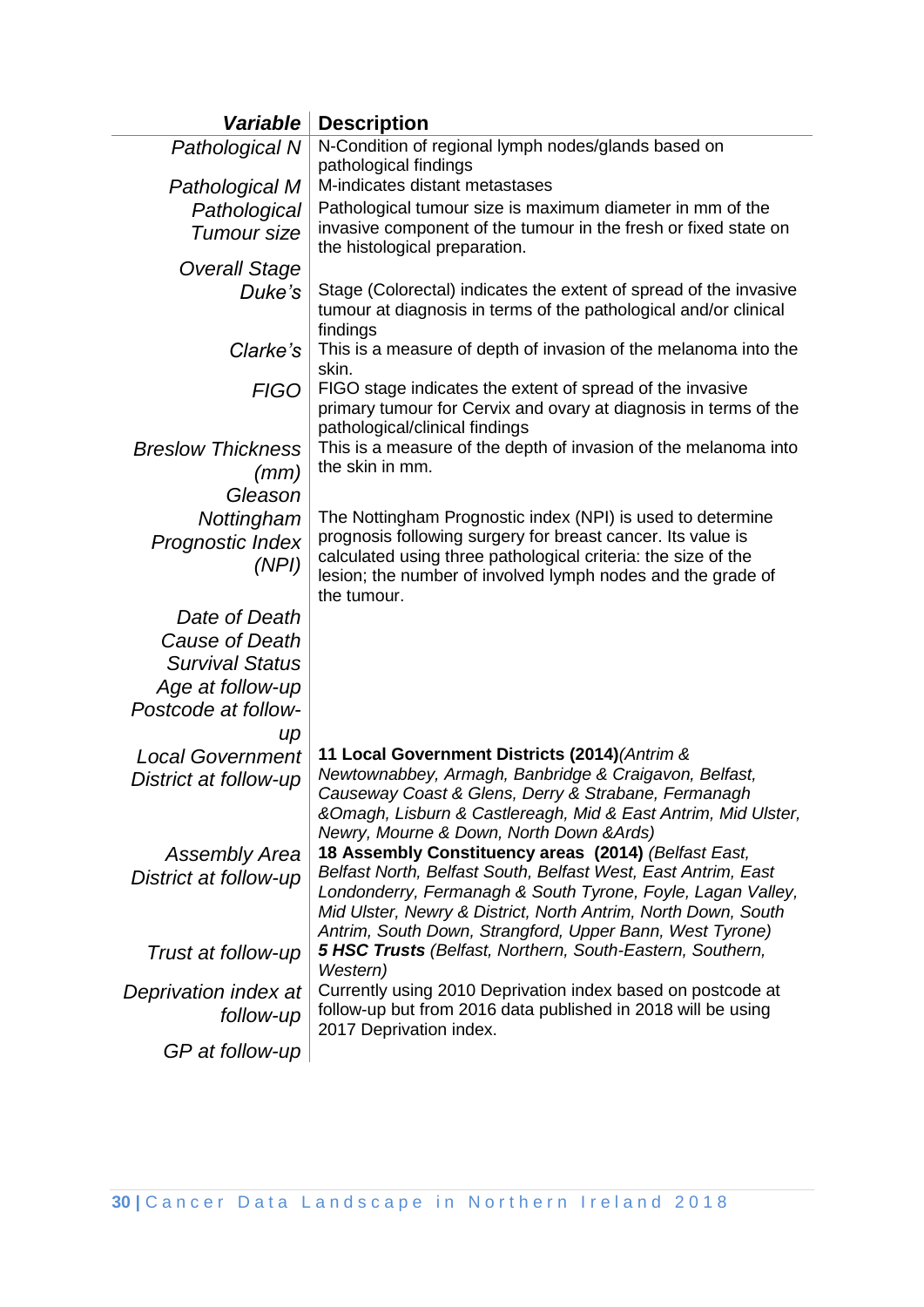| *Variable* | Description |
|---|---|
| *Pathological N* | N-Condition of regional lymph nodes/glands based on pathological findings |
| *Pathological M* | M-indicates distant metastases |
| *Pathological Tumour size* | Pathological tumour size is maximum diameter in mm of the invasive component of the tumour in the fresh or fixed state on the histological preparation. |
| *Overall Stage* | |
| *Duke's* | Stage (Colorectal) indicates the extent of spread of the invasive tumour at diagnosis in terms of the pathological and/or clinical findings |
| *Clarke's* | This is a measure of depth of invasion of the melanoma into the skin. |
| *FIGO* | FIGO stage indicates the extent of spread of the invasive primary tumour for Cervix and ovary at diagnosis in terms of the pathological/clinical findings |
| *Breslow Thickness (mm)* | This is a measure of the depth of invasion of the melanoma into the skin in mm. |
| *Gleason* | |
| *Nottingham Prognostic Index (NPI)* | The Nottingham Prognostic index (NPI) is used to determine prognosis following surgery for breast cancer. Its value is calculated using three pathological criteria: the size of the lesion; the number of involved lymph nodes and the grade of the tumour. |
| *Date of Death* | |
| *Cause of Death* | |
| *Survival Status* | |
| *Age at follow-up* | |
| *Postcode at follow-up* | |
| *Local Government District at follow-up* | **11 Local Government Districts (2014)***(Antrim & Newtownabbey, Armagh, Banbridge & Craigavon, Belfast, Causeway Coast & Glens, Derry & Strabane, Fermanagh &Omagh, Lisburn & Castlereagh, Mid & East Antrim, Mid Ulster, Newry, Mourne & Down, North Down &Ards)* |
| *Assembly Area District at follow-up* | **18 Assembly Constituency areas (2014)** *(Belfast East, Belfast North, Belfast South, Belfast West, East Antrim, East Londonderry, Fermanagh & South Tyrone, Foyle, Lagan Valley, Mid Ulster, Newry & District, North Antrim, North Down, South Antrim, South Down, Strangford, Upper Bann, West Tyrone)* |
| *Trust at follow-up* | ***5 HSC Trusts*** *(Belfast, Northern, South-Eastern, Southern, Western)* |
| *Deprivation index at follow-up* | Currently using 2010 Deprivation index based on postcode at follow-up but from 2016 data published in 2018 will be using 2017 Deprivation index. |
| *GP at follow-up* | |